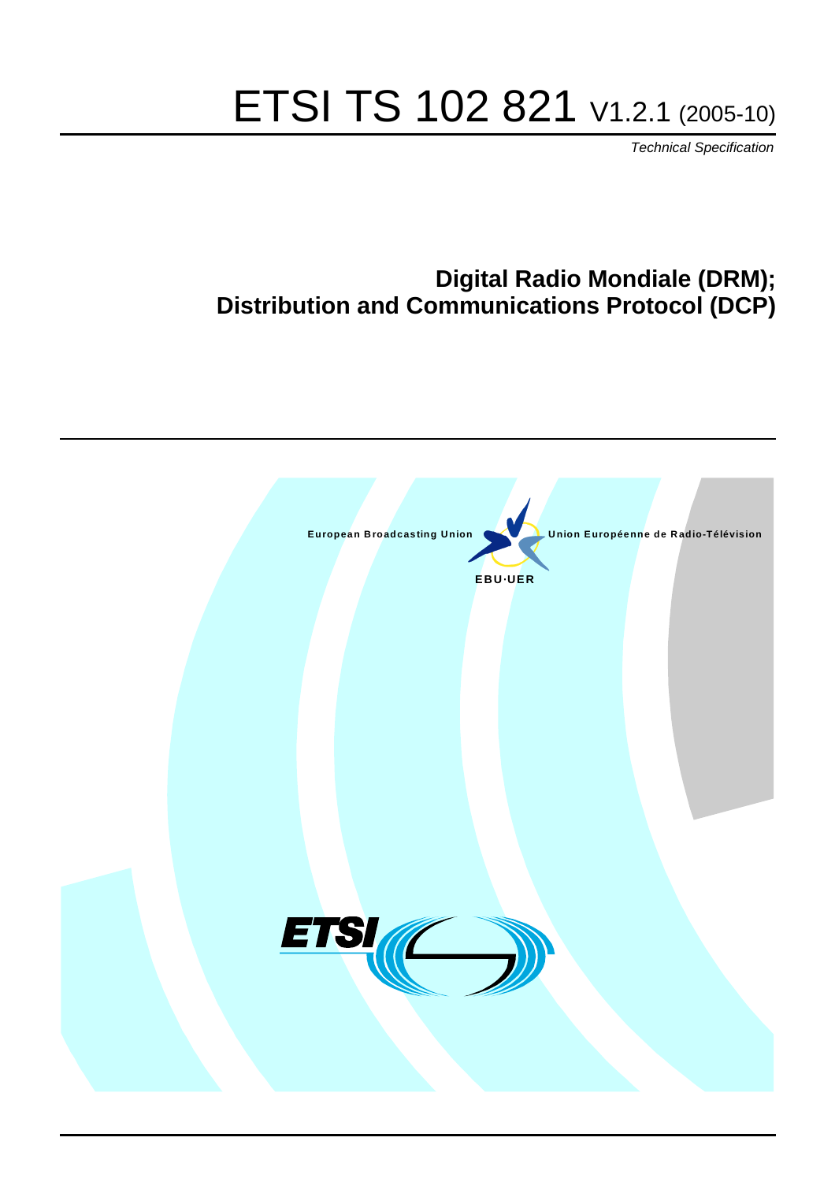# ETSI TS 102 821 V1.2.1 (2005-10)

*Technical Specification*

## Digital Radio Mondiale (DRM); Distribution and Communications Protocol (DCP)

European Broadcasting Union    Union Européenne de Radio-Télévision

EBU·UER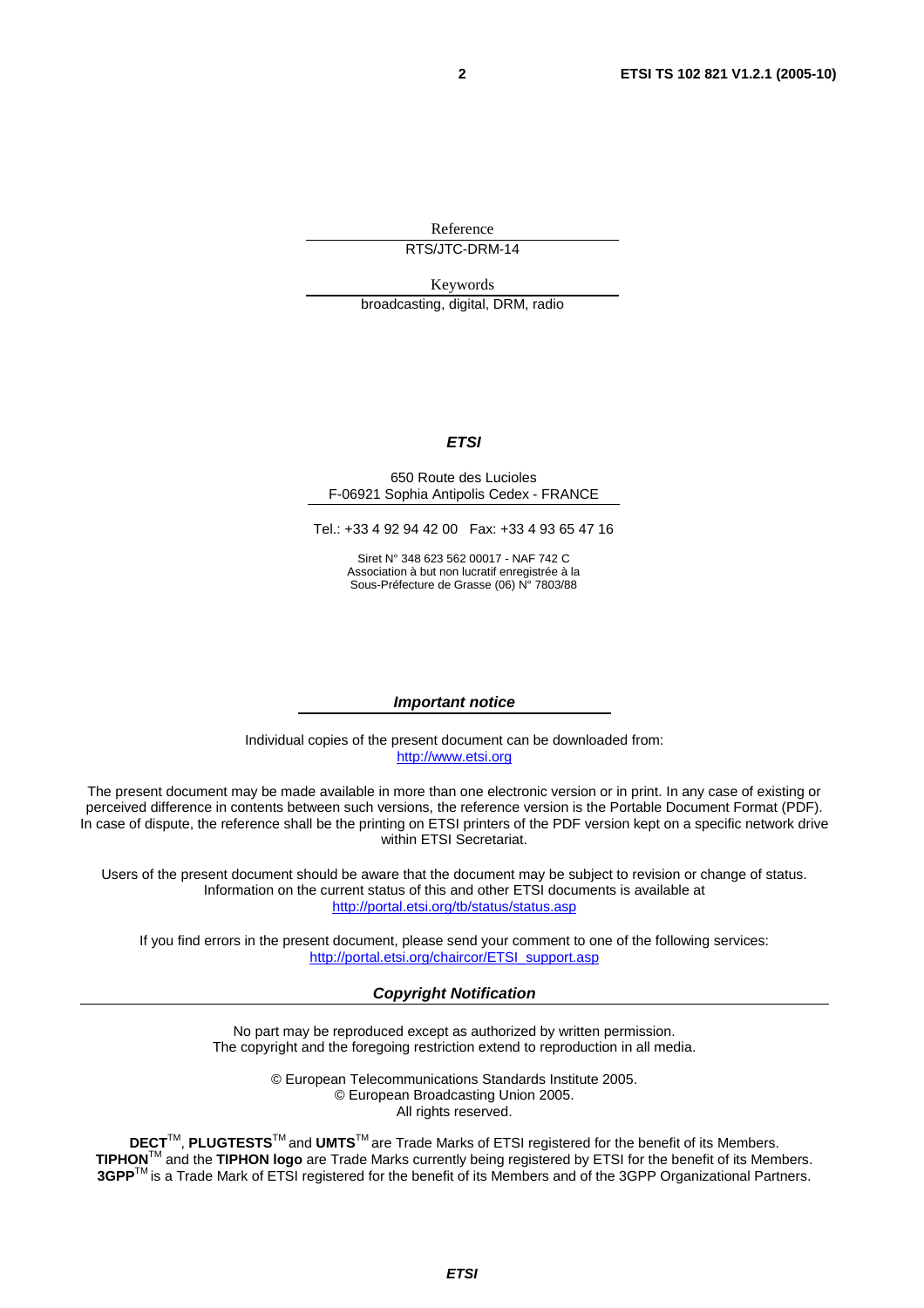Reference

RTS/JTC-DRM-14

Keywords

broadcasting, digital, DRM, radio

***ETSI***

650 Route des Lucioles
F-06921 Sophia Antipolis Cedex - FRANCE

Tel.: +33 4 92 94 42 00 Fax: +33 4 93 65 47 16

Siret N° 348 623 562 00017 - NAF 742 C
Association à but non lucratif enregistrée à la
Sous-Préfecture de Grasse (06) N° 7803/88

***Important notice***

Individual copies of the present document can be downloaded from:
http://www.etsi.org

The present document may be made available in more than one electronic version or in print. In any case of existing or perceived difference in contents between such versions, the reference version is the Portable Document Format (PDF). In case of dispute, the reference shall be the printing on ETSI printers of the PDF version kept on a specific network drive within ETSI Secretariat.

Users of the present document should be aware that the document may be subject to revision or change of status. Information on the current status of this and other ETSI documents is available at
http://portal.etsi.org/tb/status/status.asp

If you find errors in the present document, please send your comment to one of the following services:
http://portal.etsi.org/chaircor/ETSI_support.asp

***Copyright Notification***

No part may be reproduced except as authorized by written permission.
The copyright and the foregoing restriction extend to reproduction in all media.

© European Telecommunications Standards Institute 2005.
© European Broadcasting Union 2005.
All rights reserved.

**DECT**™, **PLUGTESTS**™ and **UMTS**™ are Trade Marks of ETSI registered for the benefit of its Members.
**TIPHON**™ and the **TIPHON logo** are Trade Marks currently being registered by ETSI for the benefit of its Members.
**3GPP**™ is a Trade Mark of ETSI registered for the benefit of its Members and of the 3GPP Organizational Partners.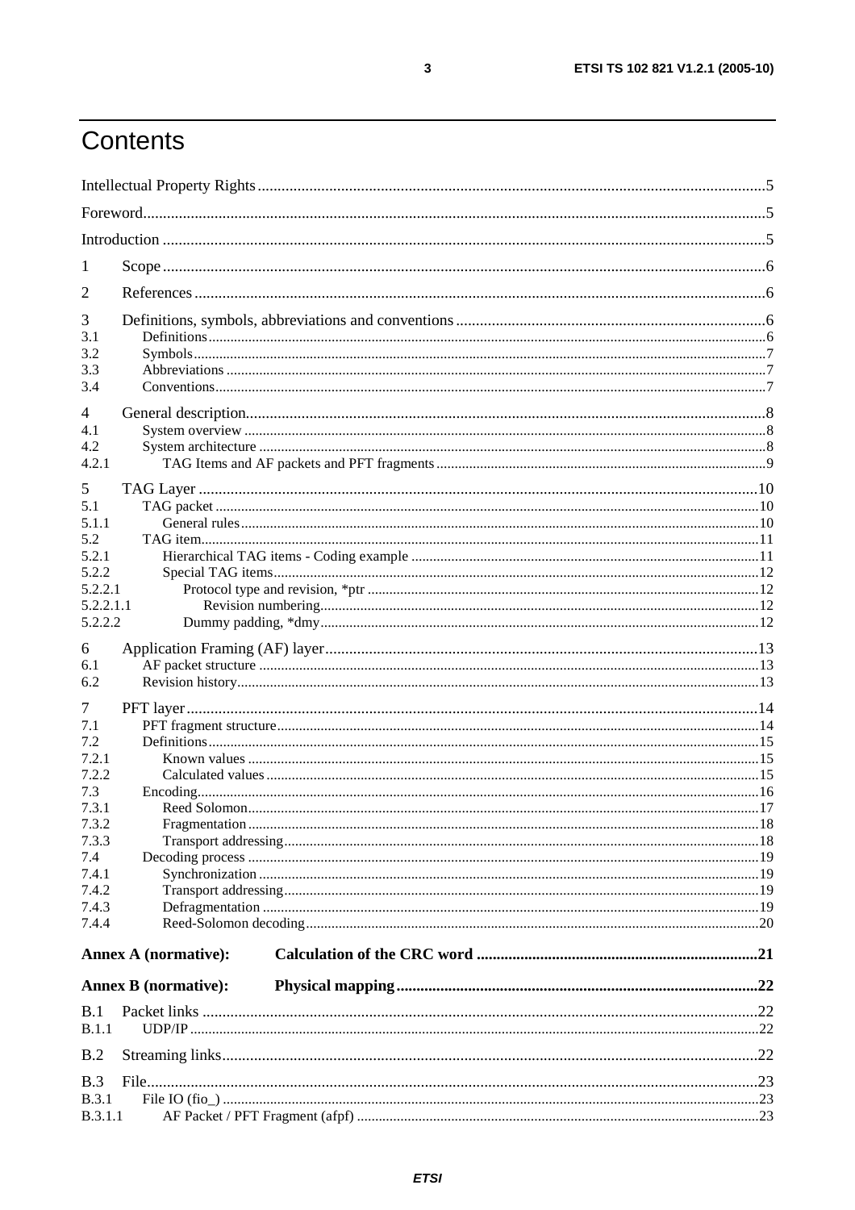# Contents

Intellectual Property Rights ....5

Foreword....5

Introduction ....5

1 Scope....6

2 References....6

3 Definitions, symbols, abbreviations and conventions....6
- 3.1 Definitions....6
- 3.2 Symbols....7
- 3.3 Abbreviations....7
- 3.4 Conventions....7

4 General description....8
- 4.1 System overview....8
- 4.2 System architecture....8
- 4.2.1 TAG Items and AF packets and PFT fragments....9

5 TAG Layer....10
- 5.1 TAG packet....10
- 5.1.1 General rules....10
- 5.2 TAG item....11
- 5.2.1 Hierarchical TAG items - Coding example....11
- 5.2.2 Special TAG items....12
- 5.2.2.1 Protocol type and revision, *ptr....12
- 5.2.2.1.1 Revision numbering....12
- 5.2.2.2 Dummy padding, *dmy....12

6 Application Framing (AF) layer....13
- 6.1 AF packet structure....13
- 6.2 Revision history....13

7 PFT layer....14
- 7.1 PFT fragment structure....14
- 7.2 Definitions....15
- 7.2.1 Known values....15
- 7.2.2 Calculated values....15
- 7.3 Encoding....16
- 7.3.1 Reed Solomon....17
- 7.3.2 Fragmentation....18
- 7.3.3 Transport addressing....18
- 7.4 Decoding process....19
- 7.4.1 Synchronization....19
- 7.4.2 Transport addressing....19
- 7.4.3 Defragmentation....19
- 7.4.4 Reed-Solomon decoding....20

**Annex A (normative): Calculation of the CRC word....21**

**Annex B (normative): Physical mapping....22**

B.1 Packet links....22
- B.1.1 UDP/IP....22

B.2 Streaming links....22

B.3 File....23
- B.3.1 File IO (fio_)....23
- B.3.1.1 AF Packet / PFT Fragment (afpf)....23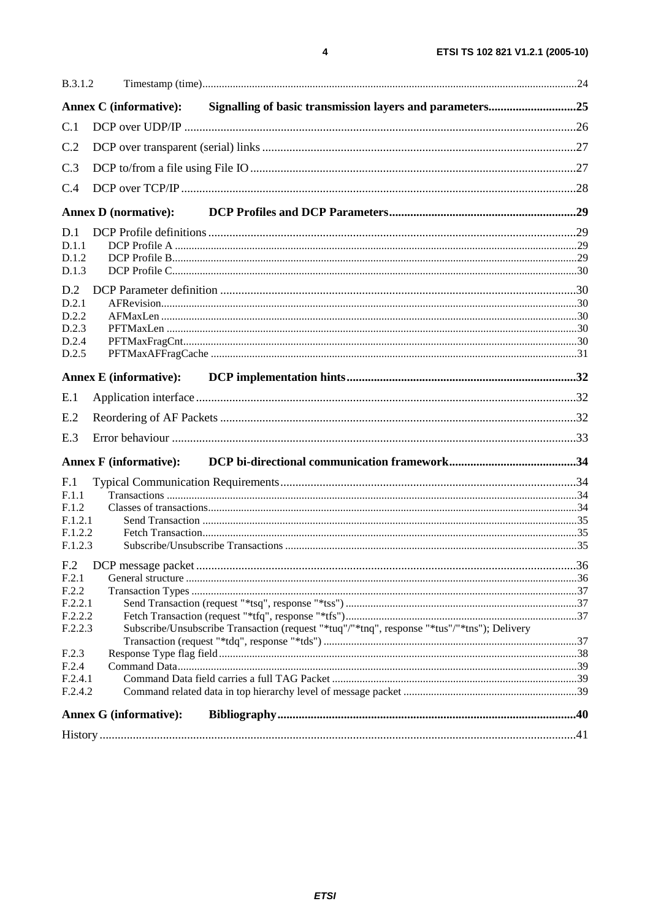B.3.1.2 Timestamp (time) .....24

**Annex C (informative): Signalling of basic transmission layers and parameters.....25**

C.1 DCP over UDP/IP .....26

C.2 DCP over transparent (serial) links .....27

C.3 DCP to/from a file using File IO .....27

C.4 DCP over TCP/IP .....28

**Annex D (normative): DCP Profiles and DCP Parameters.....29**

D.1 DCP Profile definitions .....29
D.1.1 DCP Profile A .....29
D.1.2 DCP Profile B .....29
D.1.3 DCP Profile C .....30

D.2 DCP Parameter definition .....30
D.2.1 AFRevision .....30
D.2.2 AFMaxLen .....30
D.2.3 PFTMaxLen .....30
D.2.4 PFTMaxFragCnt .....30
D.2.5 PFTMaxAFFragCache .....31

**Annex E (informative): DCP implementation hints.....32**

E.1 Application interface .....32

E.2 Reordering of AF Packets .....32

E.3 Error behaviour .....33

**Annex F (informative): DCP bi-directional communication framework.....34**

F.1 Typical Communication Requirements .....34
F.1.1 Transactions .....34
F.1.2 Classes of transactions .....34
F.1.2.1 Send Transaction .....35
F.1.2.2 Fetch Transaction .....35
F.1.2.3 Subscribe/Unsubscribe Transactions .....35

F.2 DCP message packet .....36
F.2.1 General structure .....36
F.2.2 Transaction Types .....37
F.2.2.1 Send Transaction (request "*tsq", response "*tss") .....37
F.2.2.2 Fetch Transaction (request "*tfq", response "*tfs") .....37
F.2.2.3 Subscribe/Unsubscribe Transaction (request "*tuq"/"*tnq", response "*tus"/"*tns"); Delivery Transaction (request "*tdq", response "*tds") .....37
F.2.3 Response Type flag field .....38
F.2.4 Command Data .....39
F.2.4.1 Command Data field carries a full TAG Packet .....39
F.2.4.2 Command related data in top hierarchy level of message packet .....39

**Annex G (informative): Bibliography.....40**

History .....41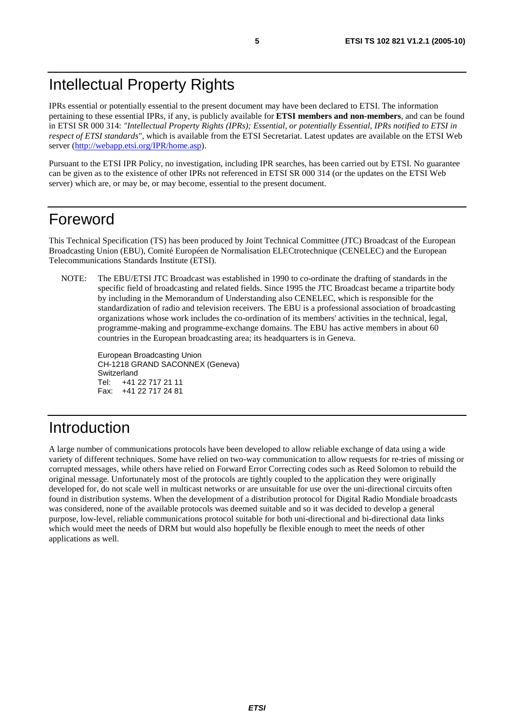# Intellectual Property Rights

IPRs essential or potentially essential to the present document may have been declared to ETSI. The information pertaining to these essential IPRs, if any, is publicly available for **ETSI members and non-members**, and can be found in ETSI SR 000 314: *"Intellectual Property Rights (IPRs); Essential, or potentially Essential, IPRs notified to ETSI in respect of ETSI standards"*, which is available from the ETSI Secretariat. Latest updates are available on the ETSI Web server (http://webapp.etsi.org/IPR/home.asp).

Pursuant to the ETSI IPR Policy, no investigation, including IPR searches, has been carried out by ETSI. No guarantee can be given as to the existence of other IPRs not referenced in ETSI SR 000 314 (or the updates on the ETSI Web server) which are, or may be, or may become, essential to the present document.

# Foreword

This Technical Specification (TS) has been produced by Joint Technical Committee (JTC) Broadcast of the European Broadcasting Union (EBU), Comité Européen de Normalisation ELECtrotechnique (CENELEC) and the European Telecommunications Standards Institute (ETSI).

NOTE: The EBU/ETSI JTC Broadcast was established in 1990 to co-ordinate the drafting of standards in the specific field of broadcasting and related fields. Since 1995 the JTC Broadcast became a tripartite body by including in the Memorandum of Understanding also CENELEC, which is responsible for the standardization of radio and television receivers. The EBU is a professional association of broadcasting organizations whose work includes the co-ordination of its members' activities in the technical, legal, programme-making and programme-exchange domains. The EBU has active members in about 60 countries in the European broadcasting area; its headquarters is in Geneva.

European Broadcasting Union
CH-1218 GRAND SACONNEX (Geneva)
Switzerland
Tel: +41 22 717 21 11
Fax: +41 22 717 24 81

# Introduction

A large number of communications protocols have been developed to allow reliable exchange of data using a wide variety of different techniques. Some have relied on two-way communication to allow requests for re-tries of missing or corrupted messages, while others have relied on Forward Error Correcting codes such as Reed Solomon to rebuild the original message. Unfortunately most of the protocols are tightly coupled to the application they were originally developed for, do not scale well in multicast networks or are unsuitable for use over the uni-directional circuits often found in distribution systems. When the development of a distribution protocol for Digital Radio Mondiale broadcasts was considered, none of the available protocols was deemed suitable and so it was decided to develop a general purpose, low-level, reliable communications protocol suitable for both uni-directional and bi-directional data links which would meet the needs of DRM but would also hopefully be flexible enough to meet the needs of other applications as well.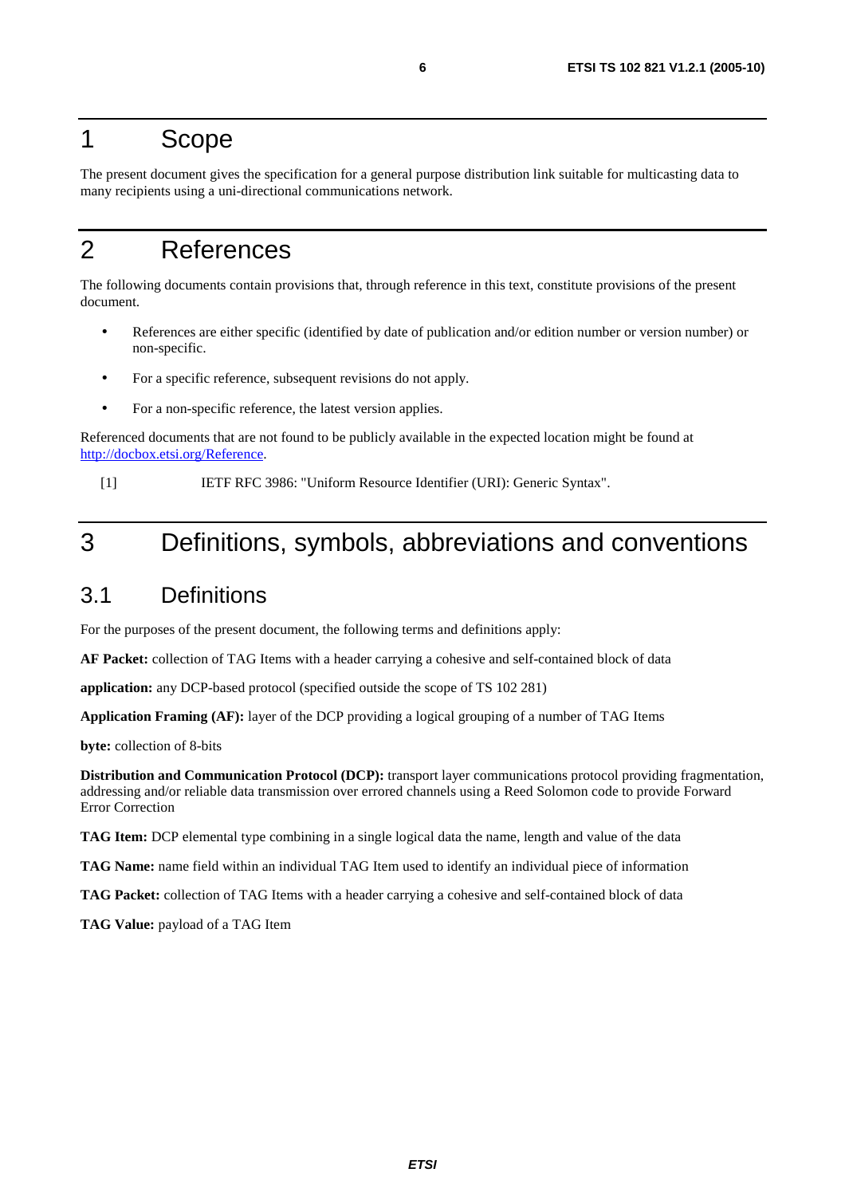# 1 Scope

The present document gives the specification for a general purpose distribution link suitable for multicasting data to many recipients using a uni-directional communications network.

# 2 References

The following documents contain provisions that, through reference in this text, constitute provisions of the present document.

- References are either specific (identified by date of publication and/or edition number or version number) or non-specific.
- For a specific reference, subsequent revisions do not apply.
- For a non-specific reference, the latest version applies.

Referenced documents that are not found to be publicly available in the expected location might be found at http://docbox.etsi.org/Reference.

[1] IETF RFC 3986: "Uniform Resource Identifier (URI): Generic Syntax".

# 3 Definitions, symbols, abbreviations and conventions

## 3.1 Definitions

For the purposes of the present document, the following terms and definitions apply:

**AF Packet:** collection of TAG Items with a header carrying a cohesive and self-contained block of data

**application:** any DCP-based protocol (specified outside the scope of TS 102 281)

**Application Framing (AF):** layer of the DCP providing a logical grouping of a number of TAG Items

**byte:** collection of 8-bits

**Distribution and Communication Protocol (DCP):** transport layer communications protocol providing fragmentation, addressing and/or reliable data transmission over errored channels using a Reed Solomon code to provide Forward Error Correction

**TAG Item:** DCP elemental type combining in a single logical data the name, length and value of the data

**TAG Name:** name field within an individual TAG Item used to identify an individual piece of information

**TAG Packet:** collection of TAG Items with a header carrying a cohesive and self-contained block of data

**TAG Value:** payload of a TAG Item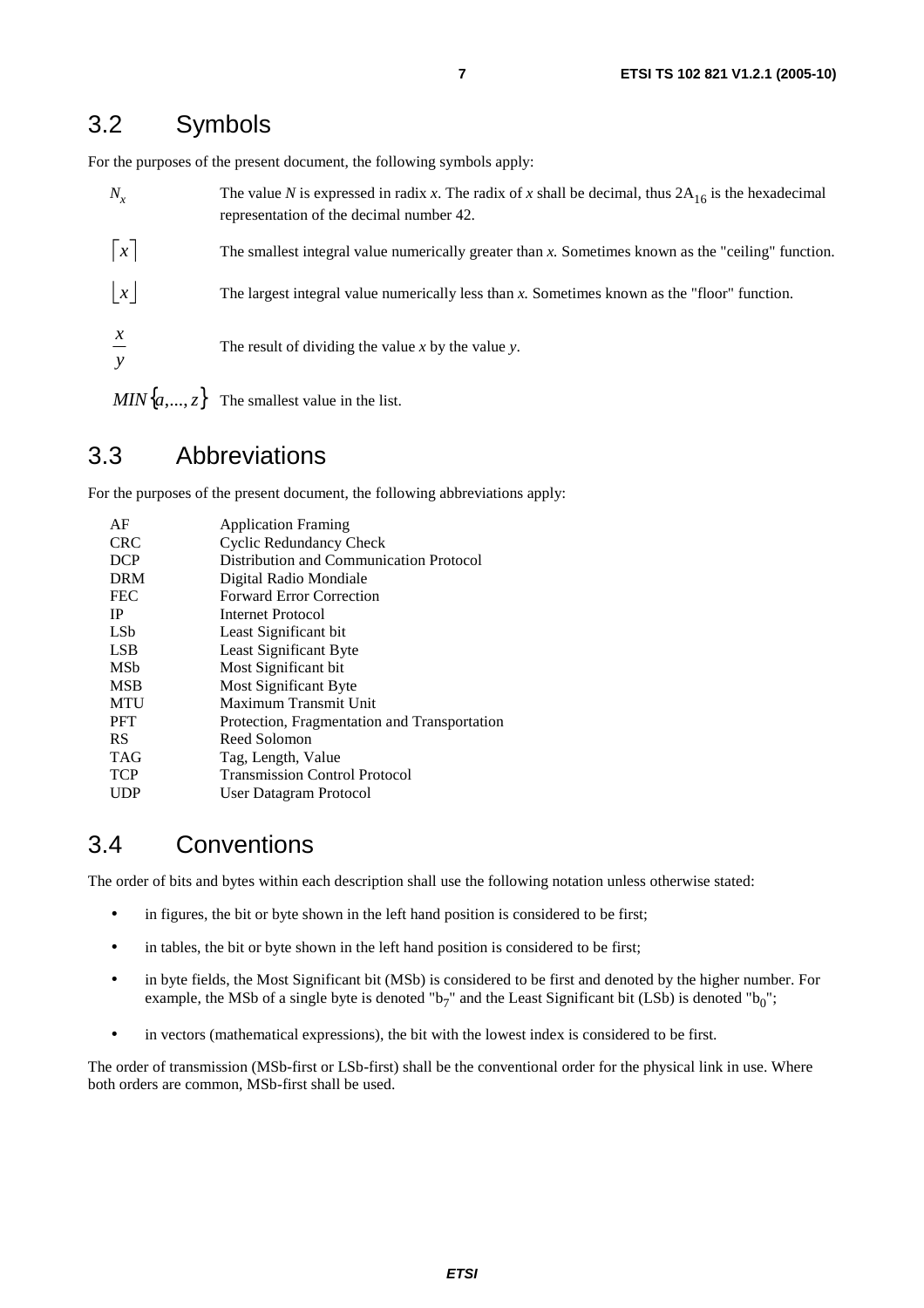## 3.2 Symbols

For the purposes of the present document, the following symbols apply:

| | |
|---|---|
| $N_x$ | The value *N* is expressed in radix *x*. The radix of *x* shall be decimal, thus $2A_{16}$ is the hexadecimal representation of the decimal number 42. |
| $\lceil x \rceil$ | The smallest integral value numerically greater than *x*. Sometimes known as the "ceiling" function. |
| $\lfloor x \rfloor$ | The largest integral value numerically less than *x*. Sometimes known as the "floor" function. |
| $\frac{x}{y}$ | The result of dividing the value *x* by the value *y*. |
| $MIN\{a,...,z\}$ | The smallest value in the list. |

## 3.3 Abbreviations

For the purposes of the present document, the following abbreviations apply:

| | |
|---|---|
| AF | Application Framing |
| CRC | Cyclic Redundancy Check |
| DCP | Distribution and Communication Protocol |
| DRM | Digital Radio Mondiale |
| FEC | Forward Error Correction |
| IP | Internet Protocol |
| LSb | Least Significant bit |
| LSB | Least Significant Byte |
| MSb | Most Significant bit |
| MSB | Most Significant Byte |
| MTU | Maximum Transmit Unit |
| PFT | Protection, Fragmentation and Transportation |
| RS | Reed Solomon |
| TAG | Tag, Length, Value |
| TCP | Transmission Control Protocol |
| UDP | User Datagram Protocol |

## 3.4 Conventions

The order of bits and bytes within each description shall use the following notation unless otherwise stated:

- in figures, the bit or byte shown in the left hand position is considered to be first;
- in tables, the bit or byte shown in the left hand position is considered to be first;
- in byte fields, the Most Significant bit (MSb) is considered to be first and denoted by the higher number. For example, the MSb of a single byte is denoted "$b_7$" and the Least Significant bit (LSb) is denoted "$b_0$";
- in vectors (mathematical expressions), the bit with the lowest index is considered to be first.

The order of transmission (MSb-first or LSb-first) shall be the conventional order for the physical link in use. Where both orders are common, MSb-first shall be used.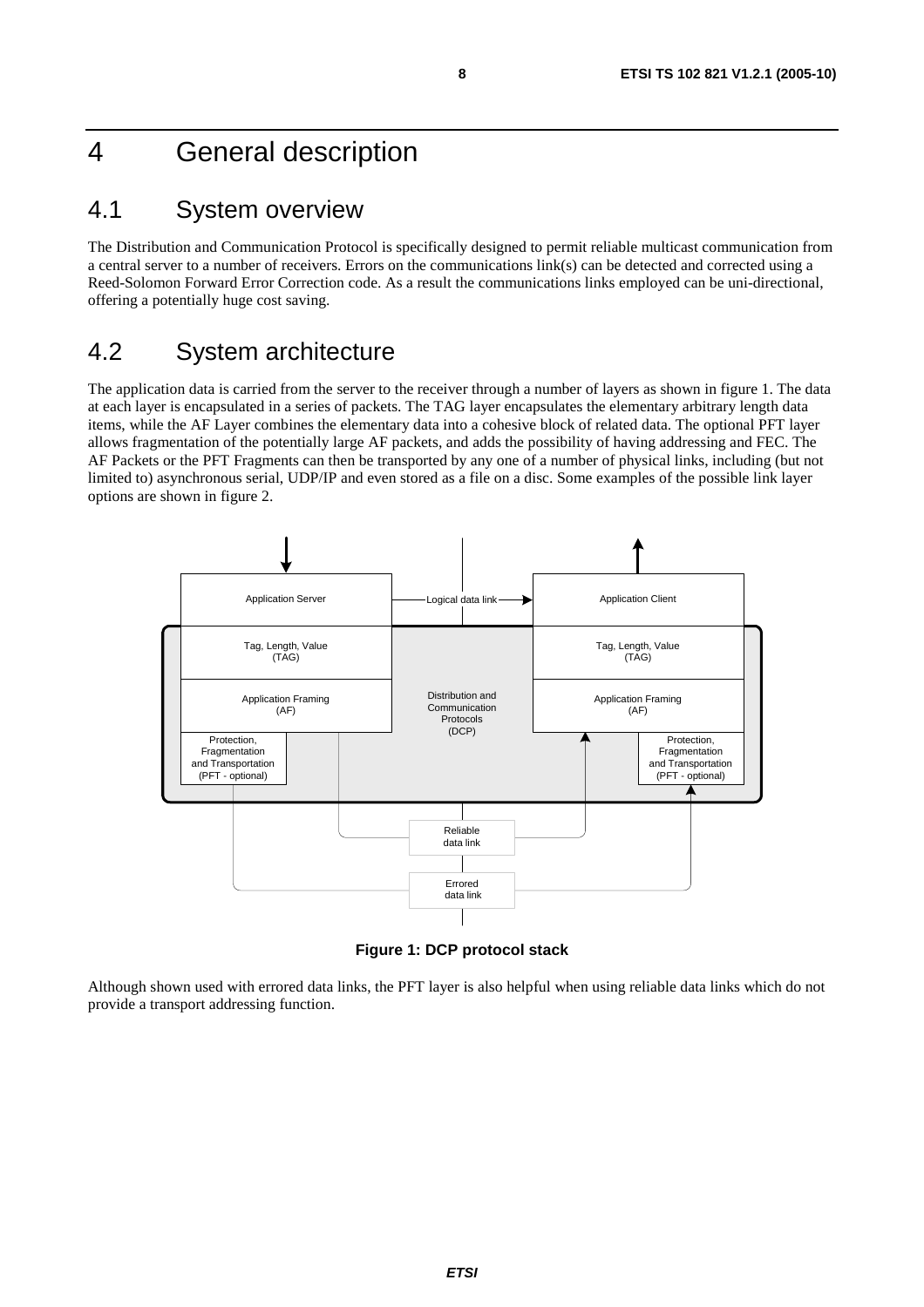# 4 General description

## 4.1 System overview

The Distribution and Communication Protocol is specifically designed to permit reliable multicast communication from a central server to a number of receivers. Errors on the communications link(s) can be detected and corrected using a Reed-Solomon Forward Error Correction code. As a result the communications links employed can be uni-directional, offering a potentially huge cost saving.

## 4.2 System architecture

The application data is carried from the server to the receiver through a number of layers as shown in figure 1. The data at each layer is encapsulated in a series of packets. The TAG layer encapsulates the elementary arbitrary length data items, while the AF Layer combines the elementary data into a cohesive block of related data. The optional PFT layer allows fragmentation of the potentially large AF packets, and adds the possibility of having addressing and FEC. The AF Packets or the PFT Fragments can then be transported by any one of a number of physical links, including (but not limited to) asynchronous serial, UDP/IP and even stored as a file on a disc. Some examples of the possible link layer options are shown in figure 2.

**Figure 1: DCP protocol stack**

Although shown used with errored data links, the PFT layer is also helpful when using reliable data links which do not provide a transport addressing function.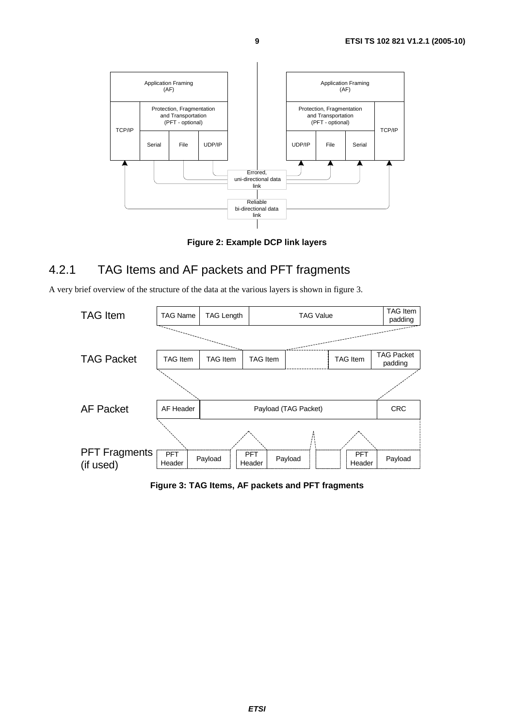Figure 2: Example DCP link layers

### 4.2.1 TAG Items and AF packets and PFT fragments

A very brief overview of the structure of the data at the various layers is shown in figure 3.

Figure 3: TAG Items, AF packets and PFT fragments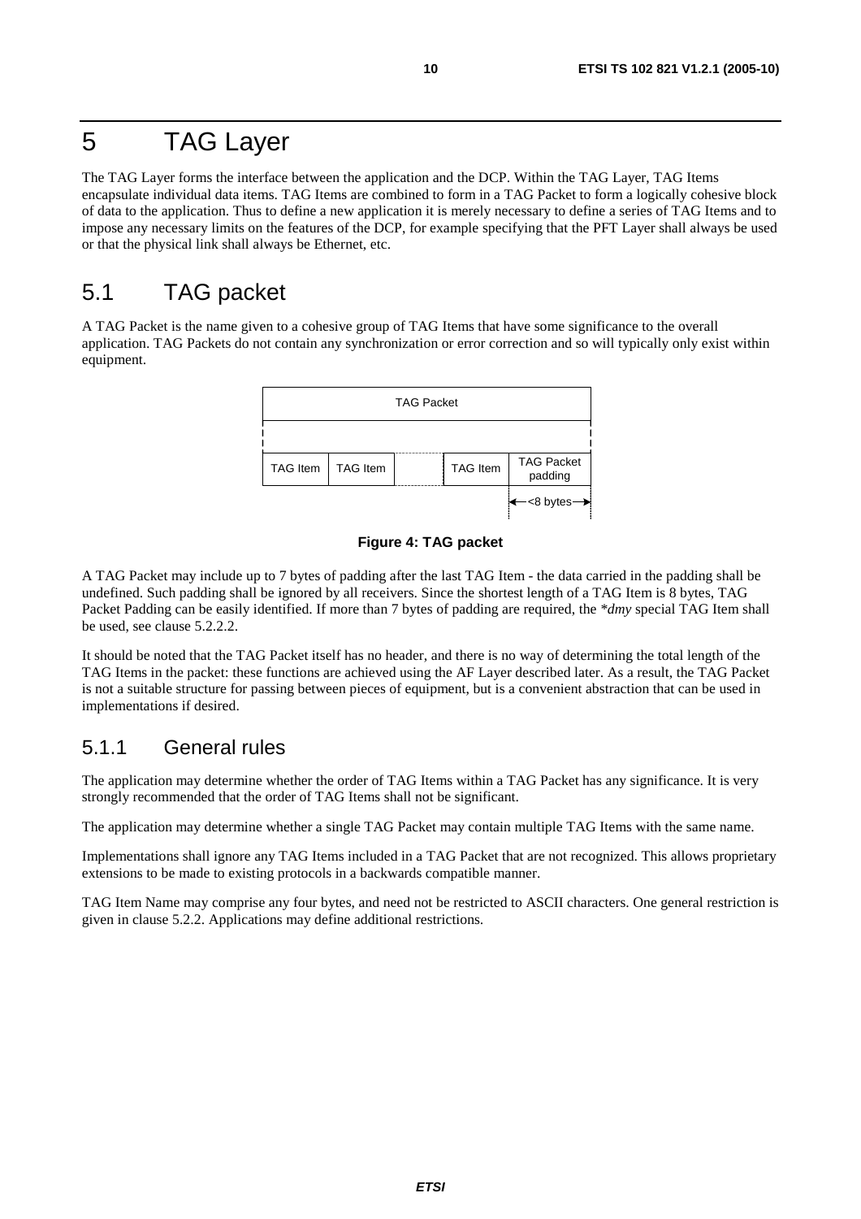# 5 TAG Layer

The TAG Layer forms the interface between the application and the DCP. Within the TAG Layer, TAG Items encapsulate individual data items. TAG Items are combined to form in a TAG Packet to form a logically cohesive block of data to the application. Thus to define a new application it is merely necessary to define a series of TAG Items and to impose any necessary limits on the features of the DCP, for example specifying that the PFT Layer shall always be used or that the physical link shall always be Ethernet, etc.

## 5.1 TAG packet

A TAG Packet is the name given to a cohesive group of TAG Items that have some significance to the overall application. TAG Packets do not contain any synchronization or error correction and so will typically only exist within equipment.

| TAG Packet | | | | |
|---|---|---|---|---|
| TAG Item | TAG Item | | TAG Item | TAG Packet padding |
| | | | | <8 bytes |

**Figure 4: TAG packet**

A TAG Packet may include up to 7 bytes of padding after the last TAG Item - the data carried in the padding shall be undefined. Such padding shall be ignored by all receivers. Since the shortest length of a TAG Item is 8 bytes, TAG Packet Padding can be easily identified. If more than 7 bytes of padding are required, the *\*dmy* special TAG Item shall be used, see clause 5.2.2.2.

It should be noted that the TAG Packet itself has no header, and there is no way of determining the total length of the TAG Items in the packet: these functions are achieved using the AF Layer described later. As a result, the TAG Packet is not a suitable structure for passing between pieces of equipment, but is a convenient abstraction that can be used in implementations if desired.

### 5.1.1 General rules

The application may determine whether the order of TAG Items within a TAG Packet has any significance. It is very strongly recommended that the order of TAG Items shall not be significant.

The application may determine whether a single TAG Packet may contain multiple TAG Items with the same name.

Implementations shall ignore any TAG Items included in a TAG Packet that are not recognized. This allows proprietary extensions to be made to existing protocols in a backwards compatible manner.

TAG Item Name may comprise any four bytes, and need not be restricted to ASCII characters. One general restriction is given in clause 5.2.2. Applications may define additional restrictions.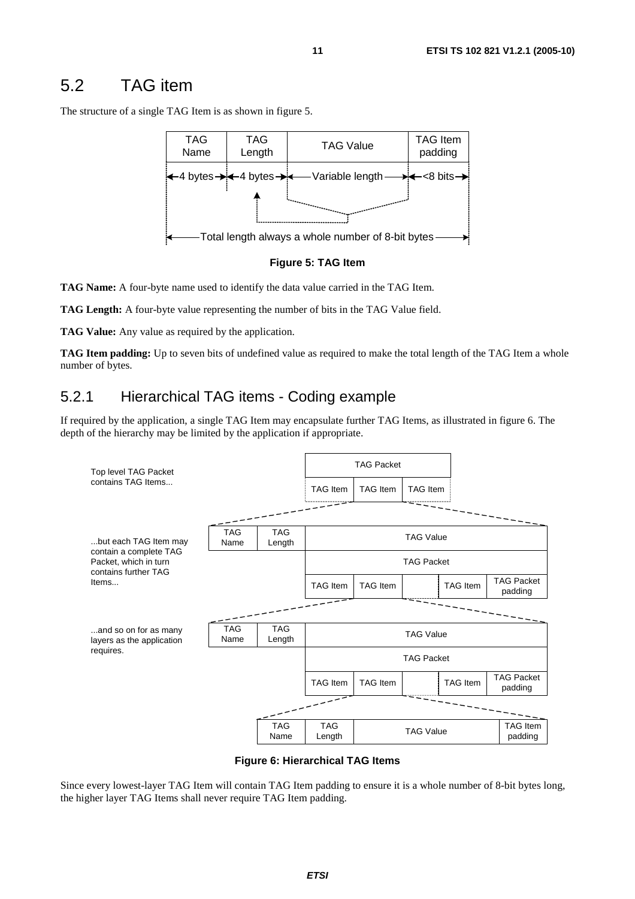## 5.2 TAG item

The structure of a single TAG Item is as shown in figure 5.

| TAG Name | TAG Length | TAG Value | TAG Item padding |
|---|---|---|---|
| 4 bytes | 4 bytes | Variable length | <8 bits |

Total length always a whole number of 8-bit bytes

**Figure 5: TAG Item**

**TAG Name:** A four-byte name used to identify the data value carried in the TAG Item.

**TAG Length:** A four-byte value representing the number of bits in the TAG Value field.

**TAG Value:** Any value as required by the application.

**TAG Item padding:** Up to seven bits of undefined value as required to make the total length of the TAG Item a whole number of bytes.

### 5.2.1 Hierarchical TAG items - Coding example

If required by the application, a single TAG Item may encapsulate further TAG Items, as illustrated in figure 6. The depth of the hierarchy may be limited by the application if appropriate.

Top level TAG Packet contains TAG Items...

| TAG Packet | | |
|---|---|---|
| TAG Item | TAG Item | TAG Item |

...but each TAG Item may contain a complete TAG Packet, which in turn contains further TAG Items...

| TAG Name | TAG Length | TAG Value | | | | |
|---|---|---|---|---|---|---|
| | | TAG Packet | | | | |
| | | TAG Item | TAG Item | | TAG Item | TAG Packet padding |

...and so on for as many layers as the application requires.

| TAG Name | TAG Length | TAG Value | | | | |
|---|---|---|---|---|---|---|
| | | TAG Packet | | | | |
| | | TAG Item | TAG Item | | TAG Item | TAG Packet padding |

| TAG Name | TAG Length | TAG Value | TAG Item padding |
|---|---|---|---|

**Figure 6: Hierarchical TAG Items**

Since every lowest-layer TAG Item will contain TAG Item padding to ensure it is a whole number of 8-bit bytes long, the higher layer TAG Items shall never require TAG Item padding.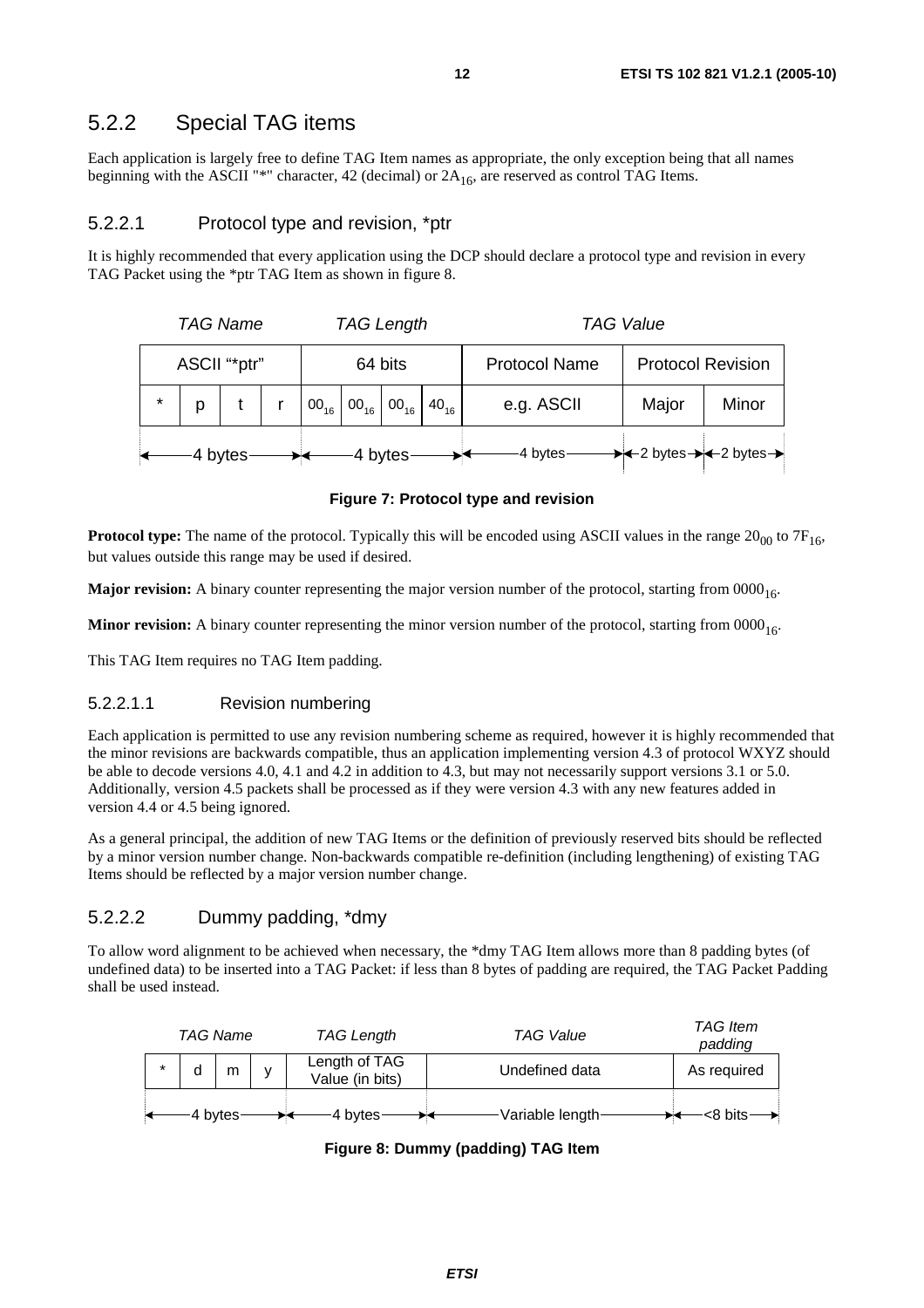## 5.2.2 Special TAG items

Each application is largely free to define TAG Item names as appropriate, the only exception being that all names beginning with the ASCII "*" character, 42 (decimal) or $2A_{16}$, are reserved as control TAG Items.

### 5.2.2.1 Protocol type and revision, *ptr

It is highly recommended that every application using the DCP should declare a protocol type and revision in every TAG Packet using the *ptr TAG Item as shown in figure 8.

| *TAG Name* | | | | *TAG Length* | | | | *TAG Value* | | |
|---|---|---|---|---|---|---|---|---|---|---|
| ASCII "*ptr" | | | | 64 bits | | | | Protocol Name | Protocol Revision | |
| * | p | t | r | $00_{16}$ | $00_{16}$ | $00_{16}$ | $40_{16}$ | e.g. ASCII | Major | Minor |
| 4 bytes | | | | 4 bytes | | | | 4 bytes | 2 bytes | 2 bytes |

**Figure 7: Protocol type and revision**

**Protocol type:** The name of the protocol. Typically this will be encoded using ASCII values in the range $20_{00}$ to $7F_{16}$, but values outside this range may be used if desired.

**Major revision:** A binary counter representing the major version number of the protocol, starting from $0000_{16}$.

**Minor revision:** A binary counter representing the minor version number of the protocol, starting from $0000_{16}$.

This TAG Item requires no TAG Item padding.

#### 5.2.2.1.1 Revision numbering

Each application is permitted to use any revision numbering scheme as required, however it is highly recommended that the minor revisions are backwards compatible, thus an application implementing version 4.3 of protocol WXYZ should be able to decode versions 4.0, 4.1 and 4.2 in addition to 4.3, but may not necessarily support versions 3.1 or 5.0. Additionally, version 4.5 packets shall be processed as if they were version 4.3 with any new features added in version 4.4 or 4.5 being ignored.

As a general principal, the addition of new TAG Items or the definition of previously reserved bits should be reflected by a minor version number change. Non-backwards compatible re-definition (including lengthening) of existing TAG Items should be reflected by a major version number change.

### 5.2.2.2 Dummy padding, *dmy

To allow word alignment to be achieved when necessary, the *dmy TAG Item allows more than 8 padding bytes (of undefined data) to be inserted into a TAG Packet: if less than 8 bytes of padding are required, the TAG Packet Padding shall be used instead.

| *TAG Name* | | | | *TAG Length* | *TAG Value* | *TAG Item padding* |
|---|---|---|---|---|---|---|
| * | d | m | y | Length of TAG Value (in bits) | Undefined data | As required |
| 4 bytes | | | | 4 bytes | Variable length | <8 bits |

**Figure 8: Dummy (padding) TAG Item**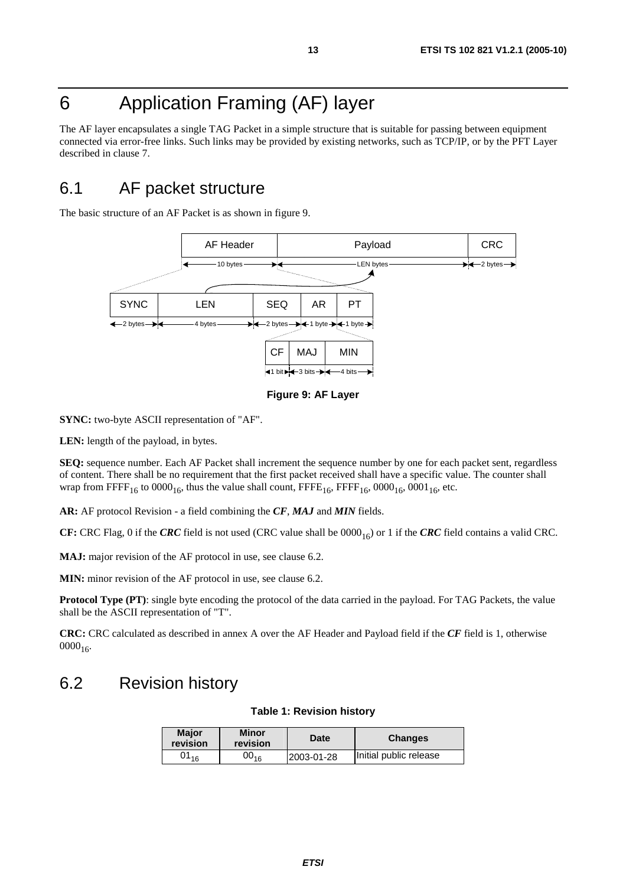# 6 Application Framing (AF) layer

The AF layer encapsulates a single TAG Packet in a simple structure that is suitable for passing between equipment connected via error-free links. Such links may be provided by existing networks, such as TCP/IP, or by the PFT Layer described in clause 7.

## 6.1 AF packet structure

The basic structure of an AF Packet is as shown in figure 9.

**Figure 9: AF Layer**

**SYNC:** two-byte ASCII representation of "AF".

**LEN:** length of the payload, in bytes.

**SEQ:** sequence number. Each AF Packet shall increment the sequence number by one for each packet sent, regardless of content. There shall be no requirement that the first packet received shall have a specific value. The counter shall wrap from $FFFF_{16}$ to $0000_{16}$, thus the value shall count, $FFFE_{16}$, $FFFF_{16}$, $0000_{16}$, $0001_{16}$, etc.

**AR:** AF protocol Revision - a field combining the ***CF***, ***MAJ*** and ***MIN*** fields.

**CF:** CRC Flag, 0 if the ***CRC*** field is not used (CRC value shall be $0000_{16}$) or 1 if the ***CRC*** field contains a valid CRC.

**MAJ:** major revision of the AF protocol in use, see clause 6.2.

**MIN:** minor revision of the AF protocol in use, see clause 6.2.

**Protocol Type (PT)**: single byte encoding the protocol of the data carried in the payload. For TAG Packets, the value shall be the ASCII representation of "T".

**CRC:** CRC calculated as described in annex A over the AF Header and Payload field if the ***CF*** field is 1, otherwise $0000_{16}$.

## 6.2 Revision history

**Table 1: Revision history**

| Major revision | Minor revision | Date | Changes |
|---|---|---|---|
| $01_{16}$ | $00_{16}$ | 2003-01-28 | Initial public release |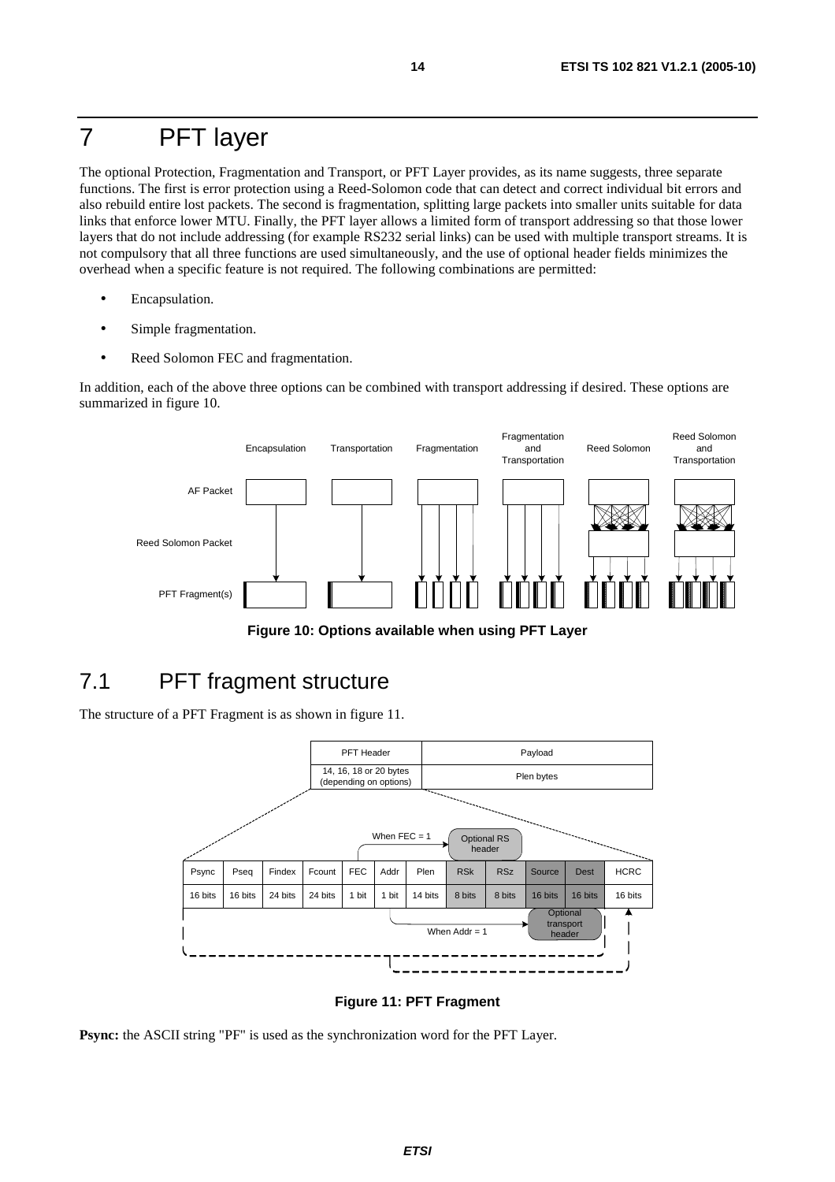# 7 PFT layer

The optional Protection, Fragmentation and Transport, or PFT Layer provides, as its name suggests, three separate functions. The first is error protection using a Reed-Solomon code that can detect and correct individual bit errors and also rebuild entire lost packets. The second is fragmentation, splitting large packets into smaller units suitable for data links that enforce lower MTU. Finally, the PFT layer allows a limited form of transport addressing so that those lower layers that do not include addressing (for example RS232 serial links) can be used with multiple transport streams. It is not compulsory that all three functions are used simultaneously, and the use of optional header fields minimizes the overhead when a specific feature is not required. The following combinations are permitted:

- Encapsulation.
- Simple fragmentation.
- Reed Solomon FEC and fragmentation.

In addition, each of the above three options can be combined with transport addressing if desired. These options are summarized in figure 10.

**Figure 10: Options available when using PFT Layer**

## 7.1 PFT fragment structure

The structure of a PFT Fragment is as shown in figure 11.

| PFT Header | Payload |
|---|---|
| 14, 16, 18 or 20 bytes (depending on options) | Plen bytes |

| Psync | Pseq | Findex | Fcount | FEC | Addr | Plen | RSk | RSz | Source | Dest | HCRC |
|---|---|---|---|---|---|---|---|---|---|---|---|
| 16 bits | 16 bits | 24 bits | 24 bits | 1 bit | 1 bit | 14 bits | 8 bits | 8 bits | 16 bits | 16 bits | 16 bits |

When FEC = 1 → Optional RS header (RSk, RSz)

When Addr = 1 → Optional transport header (Source, Dest)

**Figure 11: PFT Fragment**

**Psync:** the ASCII string "PF" is used as the synchronization word for the PFT Layer.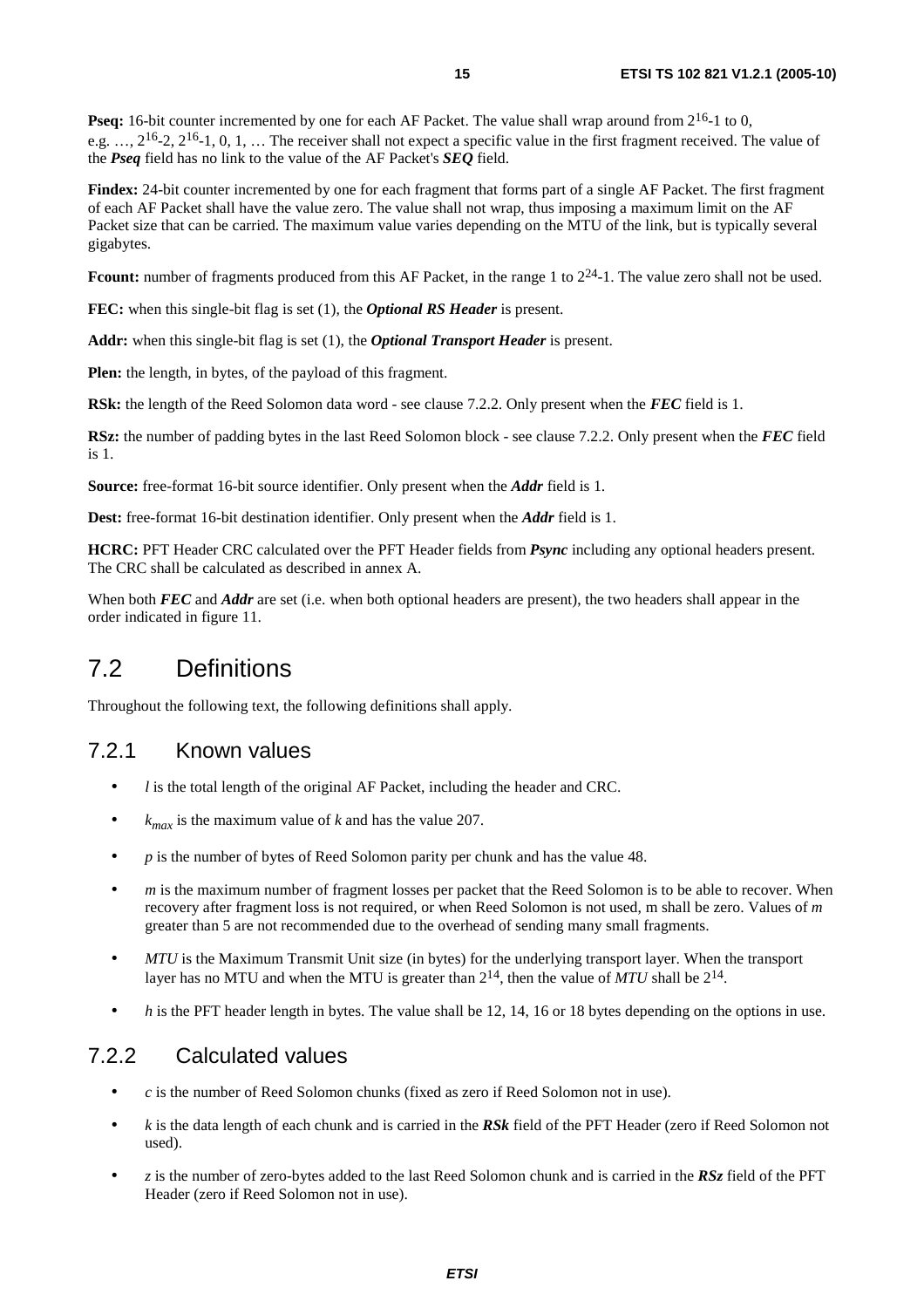**Pseq:** 16-bit counter incremented by one for each AF Packet. The value shall wrap around from $2^{16}$-1 to 0, e.g. …, $2^{16}$-2, $2^{16}$-1, 0, 1, … The receiver shall not expect a specific value in the first fragment received. The value of the ***Pseq*** field has no link to the value of the AF Packet's ***SEQ*** field.

**Findex:** 24-bit counter incremented by one for each fragment that forms part of a single AF Packet. The first fragment of each AF Packet shall have the value zero. The value shall not wrap, thus imposing a maximum limit on the AF Packet size that can be carried. The maximum value varies depending on the MTU of the link, but is typically several gigabytes.

**Fcount:** number of fragments produced from this AF Packet, in the range 1 to $2^{24}$-1. The value zero shall not be used.

**FEC:** when this single-bit flag is set (1), the ***Optional RS Header*** is present.

**Addr:** when this single-bit flag is set (1), the ***Optional Transport Header*** is present.

**Plen:** the length, in bytes, of the payload of this fragment.

**RSk:** the length of the Reed Solomon data word - see clause 7.2.2. Only present when the ***FEC*** field is 1.

**RSz:** the number of padding bytes in the last Reed Solomon block - see clause 7.2.2. Only present when the ***FEC*** field is 1.

**Source:** free-format 16-bit source identifier. Only present when the ***Addr*** field is 1.

**Dest:** free-format 16-bit destination identifier. Only present when the ***Addr*** field is 1.

**HCRC:** PFT Header CRC calculated over the PFT Header fields from ***Psync*** including any optional headers present. The CRC shall be calculated as described in annex A.

When both ***FEC*** and ***Addr*** are set (i.e. when both optional headers are present), the two headers shall appear in the order indicated in figure 11.

# 7.2 Definitions

Throughout the following text, the following definitions shall apply.

## 7.2.1 Known values

- $l$ is the total length of the original AF Packet, including the header and CRC.
- $k_{max}$ is the maximum value of $k$ and has the value 207.
- $p$ is the number of bytes of Reed Solomon parity per chunk and has the value 48.
- $m$ is the maximum number of fragment losses per packet that the Reed Solomon is to be able to recover. When recovery after fragment loss is not required, or when Reed Solomon is not used, m shall be zero. Values of $m$ greater than 5 are not recommended due to the overhead of sending many small fragments.
- *MTU* is the Maximum Transmit Unit size (in bytes) for the underlying transport layer. When the transport layer has no MTU and when the MTU is greater than $2^{14}$, then the value of *MTU* shall be $2^{14}$.
- $h$ is the PFT header length in bytes. The value shall be 12, 14, 16 or 18 bytes depending on the options in use.

## 7.2.2 Calculated values

- $c$ is the number of Reed Solomon chunks (fixed as zero if Reed Solomon not in use).
- $k$ is the data length of each chunk and is carried in the ***RSk*** field of the PFT Header (zero if Reed Solomon not used).
- $z$ is the number of zero-bytes added to the last Reed Solomon chunk and is carried in the ***RSz*** field of the PFT Header (zero if Reed Solomon not in use).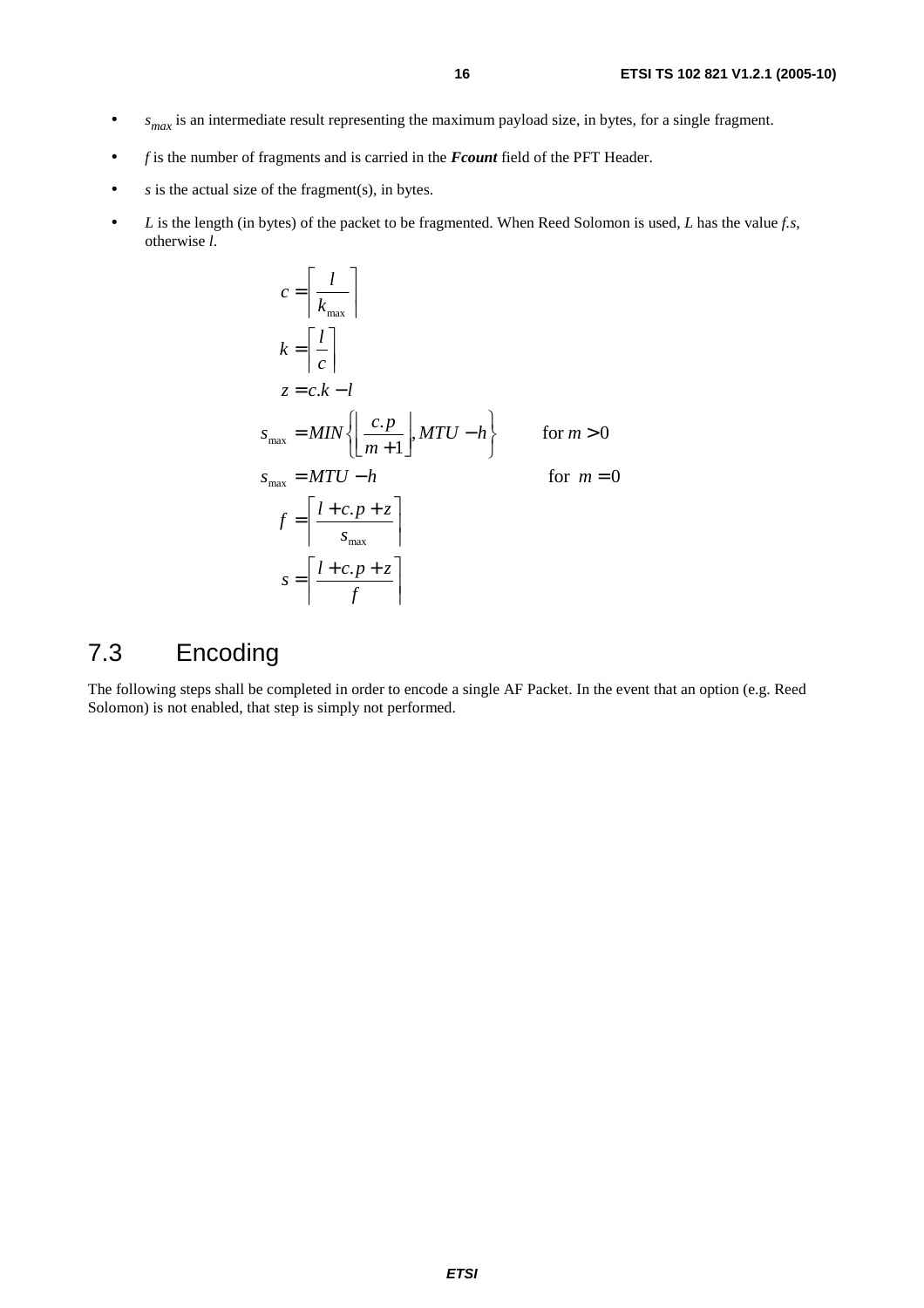- $s_{max}$ is an intermediate result representing the maximum payload size, in bytes, for a single fragment.
- $f$ is the number of fragments and is carried in the ***Fcount*** field of the PFT Header.
- $s$ is the actual size of the fragment(s), in bytes.
- $L$ is the length (in bytes) of the packet to be fragmented. When Reed Solomon is used, $L$ has the value $f.s$, otherwise $l$.

$$c = \left\lceil \frac{l}{k_{\max}} \right\rceil$$

$$k = \left\lceil \frac{l}{c} \right\rceil$$

$$z = c.k - l$$

$$s_{\max} = MIN\left\{ \left\lfloor \frac{c.p}{m+1} \right\rfloor, MTU - h \right\} \qquad \text{for } m > 0$$

$$s_{\max} = MTU - h \qquad \text{for } m = 0$$

$$f = \left\lceil \frac{l + c.p + z}{s_{\max}} \right\rceil$$

$$s = \left\lceil \frac{l + c.p + z}{f} \right\rceil$$

## 7.3 Encoding

The following steps shall be completed in order to encode a single AF Packet. In the event that an option (e.g. Reed Solomon) is not enabled, that step is simply not performed.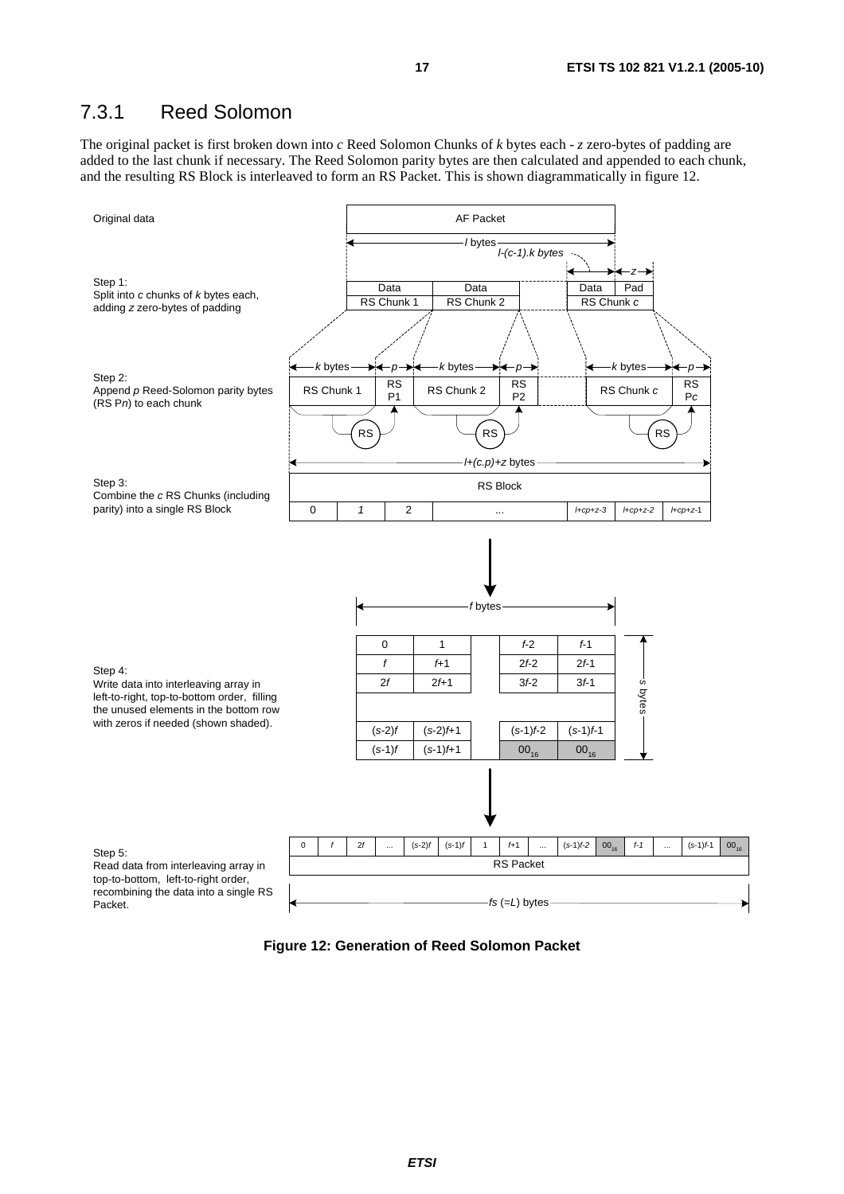### 7.3.1 Reed Solomon

The original packet is first broken down into *c* Reed Solomon Chunks of *k* bytes each - *z* zero-bytes of padding are added to the last chunk if necessary. The Reed Solomon parity bytes are then calculated and appended to each chunk, and the resulting RS Block is interleaved to form an RS Packet. This is shown diagrammatically in figure 12.

Original data

Step 1:
Split into *c* chunks of *k* bytes each, adding *z* zero-bytes of padding

Step 2:
Append *p* Reed-Solomon parity bytes (RS P*n*) to each chunk

Step 3:
Combine the *c* RS Chunks (including parity) into a single RS Block

Step 4:
Write data into interleaving array in left-to-right, top-to-bottom order, filling the unused elements in the bottom row with zeros if needed (shown shaded).

Step 5:
Read data from interleaving array in top-to-bottom, left-to-right order, recombining the data into a single RS Packet.

**Figure 12: Generation of Reed Solomon Packet**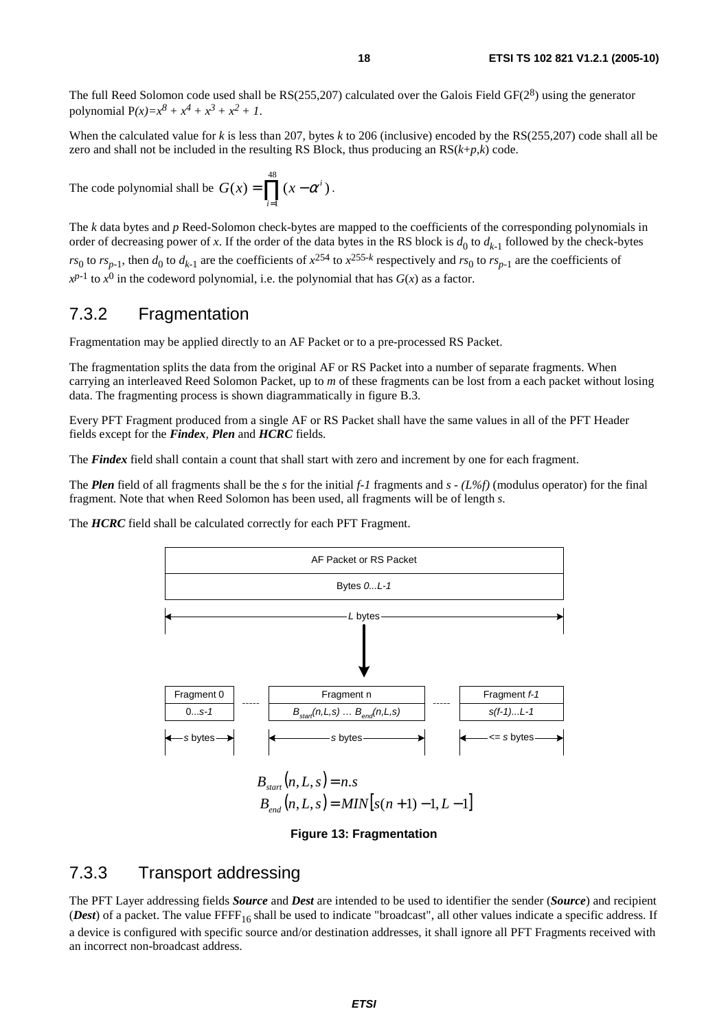The full Reed Solomon code used shall be RS(255,207) calculated over the Galois Field GF($2^8$) using the generator polynomial $P(x)=x^8 + x^4 + x^3 + x^2 + 1$.

When the calculated value for $k$ is less than 207, bytes $k$ to 206 (inclusive) encoded by the RS(255,207) code shall all be zero and shall not be included in the resulting RS Block, thus producing an RS($k$+$p$,$k$) code.

The code polynomial shall be $G(x) = \prod_{i=1}^{48} (x - \alpha^i)$.

The $k$ data bytes and $p$ Reed-Solomon check-bytes are mapped to the coefficients of the corresponding polynomials in order of decreasing power of $x$. If the order of the data bytes in the RS block is $d_0$ to $d_{k-1}$ followed by the check-bytes $rs_0$ to $rs_{p-1}$, then $d_0$ to $d_{k-1}$ are the coefficients of $x^{254}$ to $x^{255-k}$ respectively and $rs_0$ to $rs_{p-1}$ are the coefficients of $x^{p-1}$ to $x^0$ in the codeword polynomial, i.e. the polynomial that has $G(x)$ as a factor.

## 7.3.2 Fragmentation

Fragmentation may be applied directly to an AF Packet or to a pre-processed RS Packet.

The fragmentation splits the data from the original AF or RS Packet into a number of separate fragments. When carrying an interleaved Reed Solomon Packet, up to $m$ of these fragments can be lost from a each packet without losing data. The fragmenting process is shown diagrammatically in figure B.3.

Every PFT Fragment produced from a single AF or RS Packet shall have the same values in all of the PFT Header fields except for the ***Findex***, ***Plen*** and ***HCRC*** fields.

The ***Findex*** field shall contain a count that shall start with zero and increment by one for each fragment.

The ***Plen*** field of all fragments shall be the $s$ for the initial $f-1$ fragments and $s - (L\%f)$ (modulus operator) for the final fragment. Note that when Reed Solomon has been used, all fragments will be of length $s$.

The ***HCRC*** field shall be calculated correctly for each PFT Fragment.

AF Packet or RS Packet

Bytes $0...L-1$

$L$ bytes

| Fragment 0 | | Fragment n | | Fragment $f-1$ |
| --- | --- | --- | --- | --- |
| $0...s-1$ | ----- | $B_{start}(n,L,s)$ … $B_{end}(n,L,s)$ | ----- | $s(f-1)...L-1$ |
| $s$ bytes | | $s$ bytes | | <= $s$ bytes |

$$B_{start}(n, L, s) = n.s$$
$$B_{end}(n, L, s) = MIN[s(n+1) - 1, L - 1]$$

**Figure 13: Fragmentation**

## 7.3.3 Transport addressing

The PFT Layer addressing fields ***Source*** and ***Dest*** are intended to be used to identifier the sender (***Source***) and recipient (***Dest***) of a packet. The value $FFFF_{16}$ shall be used to indicate "broadcast", all other values indicate a specific address. If a device is configured with specific source and/or destination addresses, it shall ignore all PFT Fragments received with an incorrect non-broadcast address.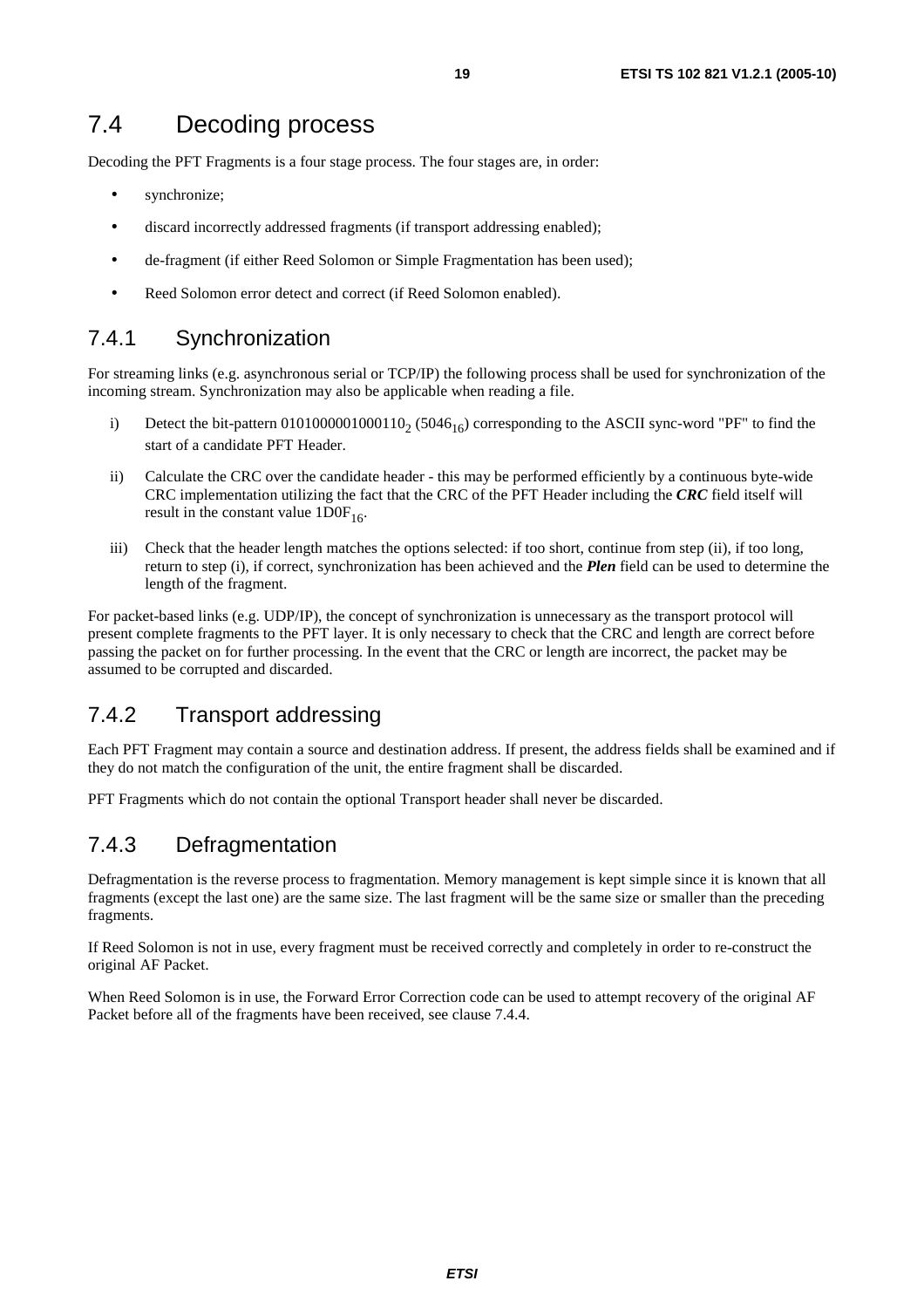## 7.4 Decoding process

Decoding the PFT Fragments is a four stage process. The four stages are, in order:

- synchronize;
- discard incorrectly addressed fragments (if transport addressing enabled);
- de-fragment (if either Reed Solomon or Simple Fragmentation has been used);
- Reed Solomon error detect and correct (if Reed Solomon enabled).

### 7.4.1 Synchronization

For streaming links (e.g. asynchronous serial or TCP/IP) the following process shall be used for synchronization of the incoming stream. Synchronization may also be applicable when reading a file.

i) Detect the bit-pattern $0101000001000110_2$ ($5046_{16}$) corresponding to the ASCII sync-word "PF" to find the start of a candidate PFT Header.

ii) Calculate the CRC over the candidate header - this may be performed efficiently by a continuous byte-wide CRC implementation utilizing the fact that the CRC of the PFT Header including the ***CRC*** field itself will result in the constant value $1D0F_{16}$.

iii) Check that the header length matches the options selected: if too short, continue from step (ii), if too long, return to step (i), if correct, synchronization has been achieved and the ***Plen*** field can be used to determine the length of the fragment.

For packet-based links (e.g. UDP/IP), the concept of synchronization is unnecessary as the transport protocol will present complete fragments to the PFT layer. It is only necessary to check that the CRC and length are correct before passing the packet on for further processing. In the event that the CRC or length are incorrect, the packet may be assumed to be corrupted and discarded.

### 7.4.2 Transport addressing

Each PFT Fragment may contain a source and destination address. If present, the address fields shall be examined and if they do not match the configuration of the unit, the entire fragment shall be discarded.

PFT Fragments which do not contain the optional Transport header shall never be discarded.

### 7.4.3 Defragmentation

Defragmentation is the reverse process to fragmentation. Memory management is kept simple since it is known that all fragments (except the last one) are the same size. The last fragment will be the same size or smaller than the preceding fragments.

If Reed Solomon is not in use, every fragment must be received correctly and completely in order to re-construct the original AF Packet.

When Reed Solomon is in use, the Forward Error Correction code can be used to attempt recovery of the original AF Packet before all of the fragments have been received, see clause 7.4.4.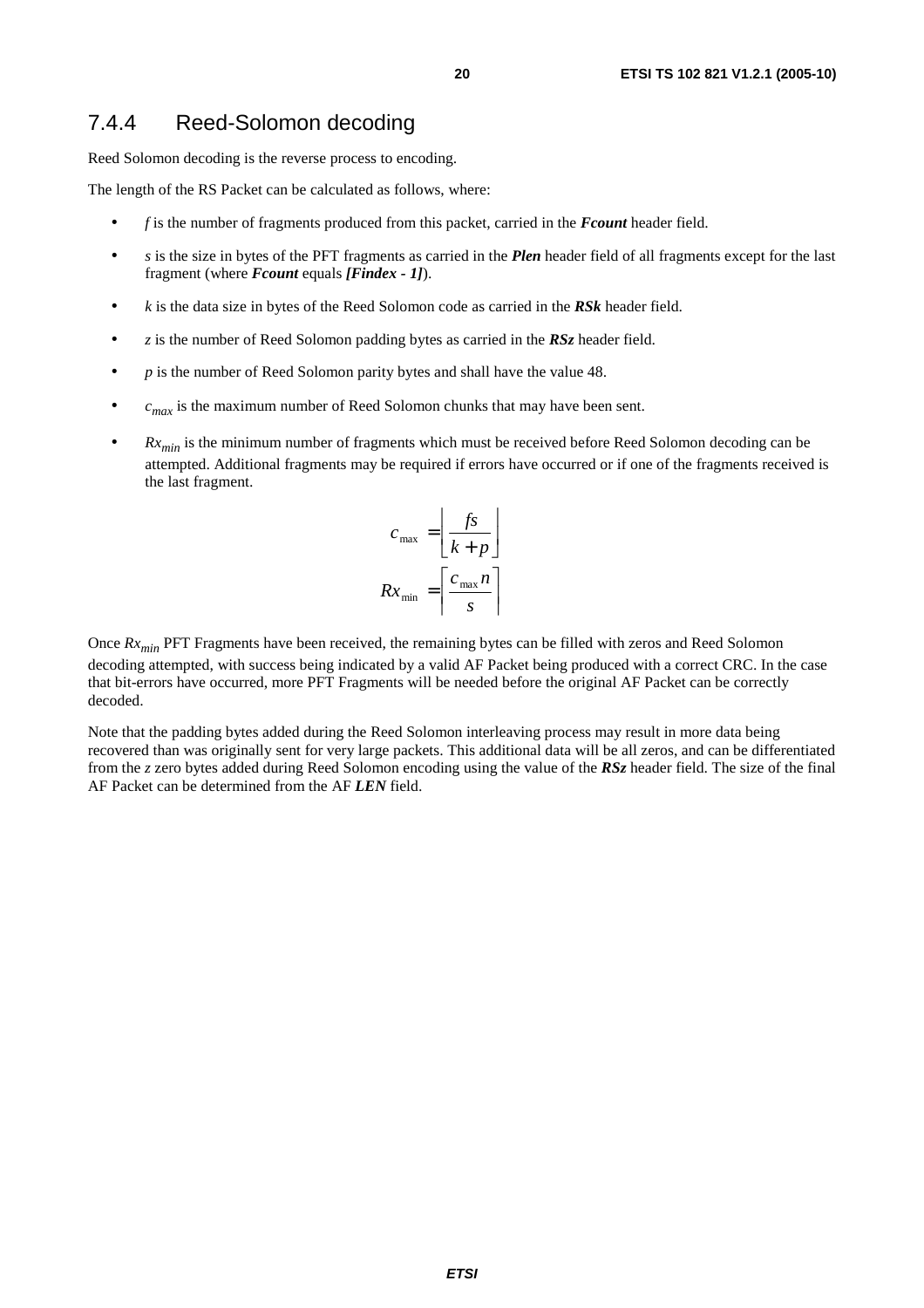### 7.4.4 Reed-Solomon decoding

Reed Solomon decoding is the reverse process to encoding.

The length of the RS Packet can be calculated as follows, where:

- $f$ is the number of fragments produced from this packet, carried in the ***Fcount*** header field.
- $s$ is the size in bytes of the PFT fragments as carried in the ***Plen*** header field of all fragments except for the last fragment (where ***Fcount*** equals ***[Findex - 1]***).
- $k$ is the data size in bytes of the Reed Solomon code as carried in the ***RSk*** header field.
- $z$ is the number of Reed Solomon padding bytes as carried in the ***RSz*** header field.
- $p$ is the number of Reed Solomon parity bytes and shall have the value 48.
- $c_{max}$ is the maximum number of Reed Solomon chunks that may have been sent.
- $Rx_{min}$ is the minimum number of fragments which must be received before Reed Solomon decoding can be attempted. Additional fragments may be required if errors have occurred or if one of the fragments received is the last fragment.

$$c_{\max} = \left\lfloor \frac{fs}{k+p} \right\rfloor$$

$$Rx_{\min} = \left\lceil \frac{c_{\max} n}{s} \right\rceil$$

Once $Rx_{min}$ PFT Fragments have been received, the remaining bytes can be filled with zeros and Reed Solomon decoding attempted, with success being indicated by a valid AF Packet being produced with a correct CRC. In the case that bit-errors have occurred, more PFT Fragments will be needed before the original AF Packet can be correctly decoded.

Note that the padding bytes added during the Reed Solomon interleaving process may result in more data being recovered than was originally sent for very large packets. This additional data will be all zeros, and can be differentiated from the $z$ zero bytes added during Reed Solomon encoding using the value of the ***RSz*** header field. The size of the final AF Packet can be determined from the AF ***LEN*** field.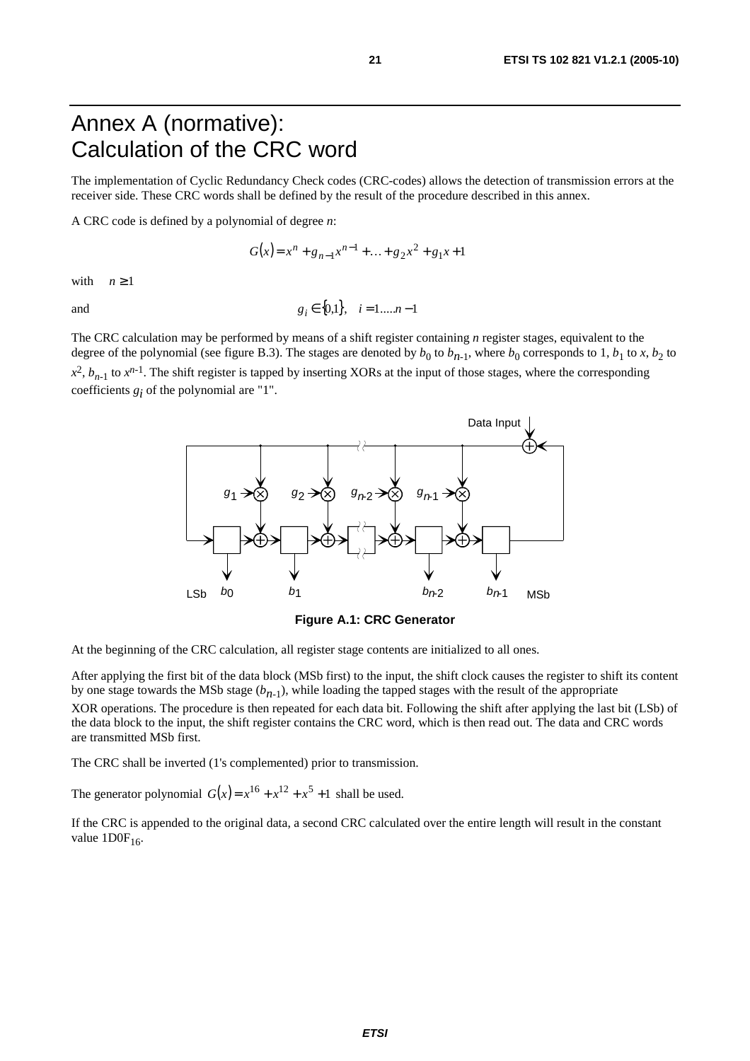# Annex A (normative): Calculation of the CRC word

The implementation of Cyclic Redundancy Check codes (CRC-codes) allows the detection of transmission errors at the receiver side. These CRC words shall be defined by the result of the procedure described in this annex.

A CRC code is defined by a polynomial of degree *n*:

$$G(x) = x^n + g_{n-1}x^{n-1} + \ldots + g_2 x^2 + g_1 x + 1$$

with $n \geq 1$

and $g_i \in \{0,1\}, \quad i = 1.....n-1$

The CRC calculation may be performed by means of a shift register containing *n* register stages, equivalent to the degree of the polynomial (see figure B.3). The stages are denoted by $b_0$ to $b_{n-1}$, where $b_0$ corresponds to 1, $b_1$ to $x$, $b_2$ to $x^2$, $b_{n-1}$ to $x^{n-1}$. The shift register is tapped by inserting XORs at the input of those stages, where the corresponding coefficients $g_i$ of the polynomial are "1".

**Figure A.1: CRC Generator**

At the beginning of the CRC calculation, all register stage contents are initialized to all ones.

After applying the first bit of the data block (MSb first) to the input, the shift clock causes the register to shift its content by one stage towards the MSb stage ($b_{n-1}$), while loading the tapped stages with the result of the appropriate XOR operations. The procedure is then repeated for each data bit. Following the shift after applying the last bit (LSb) of the data block to the input, the shift register contains the CRC word, which is then read out. The data and CRC words are transmitted MSb first.

The CRC shall be inverted (1's complemented) prior to transmission.

The generator polynomial $G(x) = x^{16} + x^{12} + x^5 + 1$ shall be used.

If the CRC is appended to the original data, a second CRC calculated over the entire length will result in the constant value $1D0F_{16}$.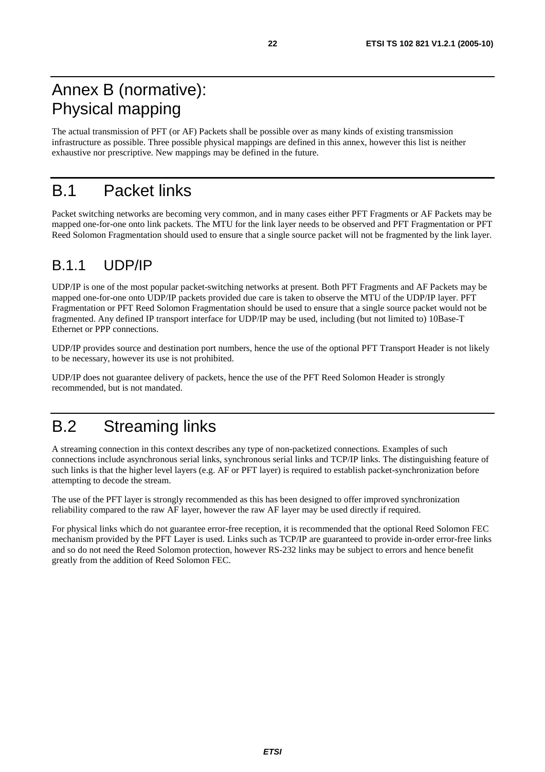# Annex B (normative): Physical mapping

The actual transmission of PFT (or AF) Packets shall be possible over as many kinds of existing transmission infrastructure as possible. Three possible physical mappings are defined in this annex, however this list is neither exhaustive nor prescriptive. New mappings may be defined in the future.

# B.1 Packet links

Packet switching networks are becoming very common, and in many cases either PFT Fragments or AF Packets may be mapped one-for-one onto link packets. The MTU for the link layer needs to be observed and PFT Fragmentation or PFT Reed Solomon Fragmentation should used to ensure that a single source packet will not be fragmented by the link layer.

## B.1.1 UDP/IP

UDP/IP is one of the most popular packet-switching networks at present. Both PFT Fragments and AF Packets may be mapped one-for-one onto UDP/IP packets provided due care is taken to observe the MTU of the UDP/IP layer. PFT Fragmentation or PFT Reed Solomon Fragmentation should be used to ensure that a single source packet would not be fragmented. Any defined IP transport interface for UDP/IP may be used, including (but not limited to) 10Base-T Ethernet or PPP connections.

UDP/IP provides source and destination port numbers, hence the use of the optional PFT Transport Header is not likely to be necessary, however its use is not prohibited.

UDP/IP does not guarantee delivery of packets, hence the use of the PFT Reed Solomon Header is strongly recommended, but is not mandated.

# B.2 Streaming links

A streaming connection in this context describes any type of non-packetized connections. Examples of such connections include asynchronous serial links, synchronous serial links and TCP/IP links. The distinguishing feature of such links is that the higher level layers (e.g. AF or PFT layer) is required to establish packet-synchronization before attempting to decode the stream.

The use of the PFT layer is strongly recommended as this has been designed to offer improved synchronization reliability compared to the raw AF layer, however the raw AF layer may be used directly if required.

For physical links which do not guarantee error-free reception, it is recommended that the optional Reed Solomon FEC mechanism provided by the PFT Layer is used. Links such as TCP/IP are guaranteed to provide in-order error-free links and so do not need the Reed Solomon protection, however RS-232 links may be subject to errors and hence benefit greatly from the addition of Reed Solomon FEC.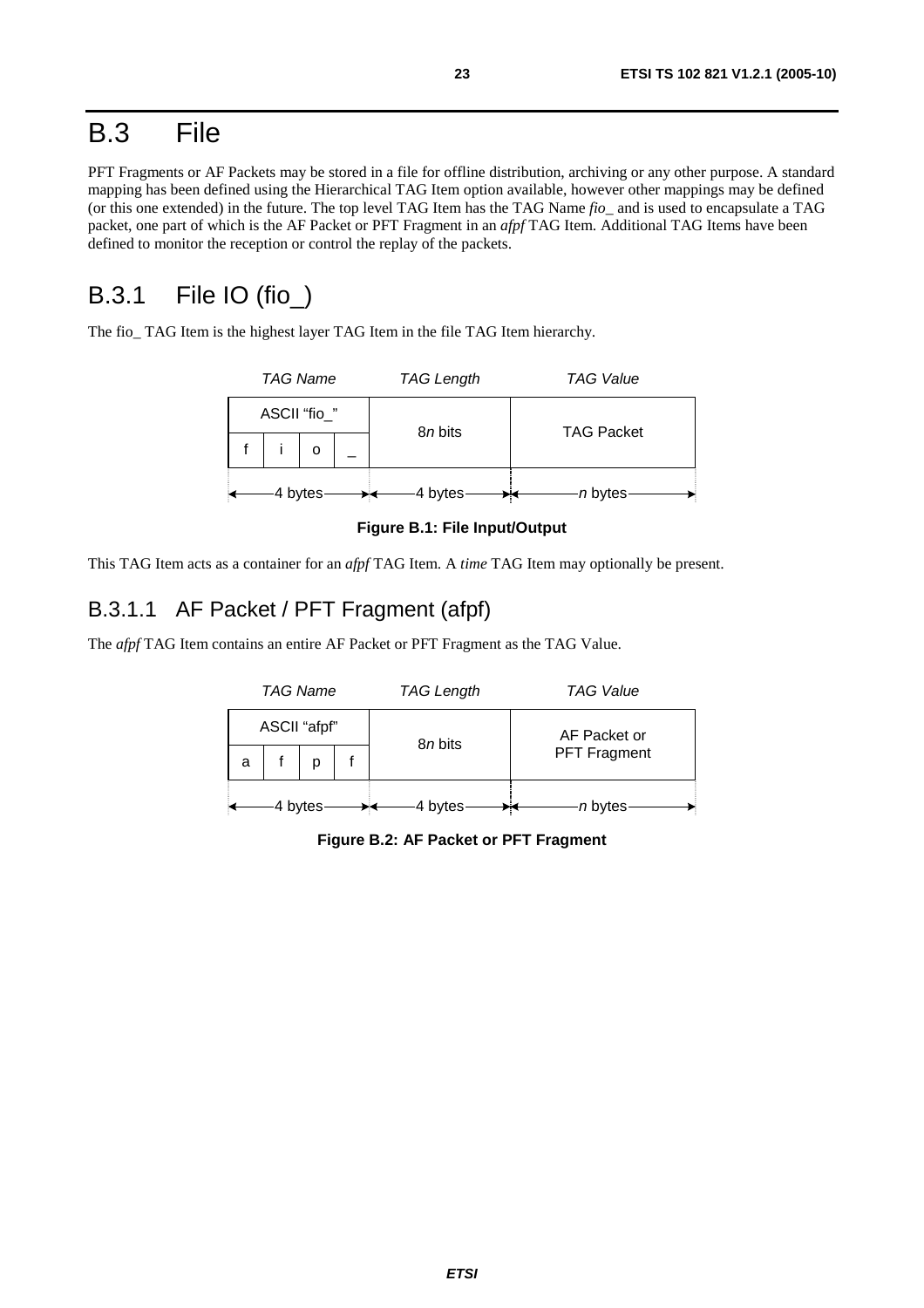# B.3 File

PFT Fragments or AF Packets may be stored in a file for offline distribution, archiving or any other purpose. A standard mapping has been defined using the Hierarchical TAG Item option available, however other mappings may be defined (or this one extended) in the future. The top level TAG Item has the TAG Name *fio_* and is used to encapsulate a TAG packet, one part of which is the AF Packet or PFT Fragment in an *afpf* TAG Item. Additional TAG Items have been defined to monitor the reception or control the replay of the packets.

## B.3.1 File IO (fio_)

The fio_ TAG Item is the highest layer TAG Item in the file TAG Item hierarchy.

| *TAG Name* | | | | *TAG Length* | *TAG Value* |
|---|---|---|---|---|---|
| ASCII "fio_" | | | | 8*n* bits | TAG Packet |
| f | i | o | _ | | |
| 4 bytes | | | | 4 bytes | *n* bytes |

**Figure B.1: File Input/Output**

This TAG Item acts as a container for an *afpf* TAG Item. A *time* TAG Item may optionally be present.

### B.3.1.1 AF Packet / PFT Fragment (afpf)

The *afpf* TAG Item contains an entire AF Packet or PFT Fragment as the TAG Value.

| *TAG Name* | | | | *TAG Length* | *TAG Value* |
|---|---|---|---|---|---|
| ASCII "afpf" | | | | 8*n* bits | AF Packet or PFT Fragment |
| a | f | p | f | | |
| 4 bytes | | | | 4 bytes | *n* bytes |

**Figure B.2: AF Packet or PFT Fragment**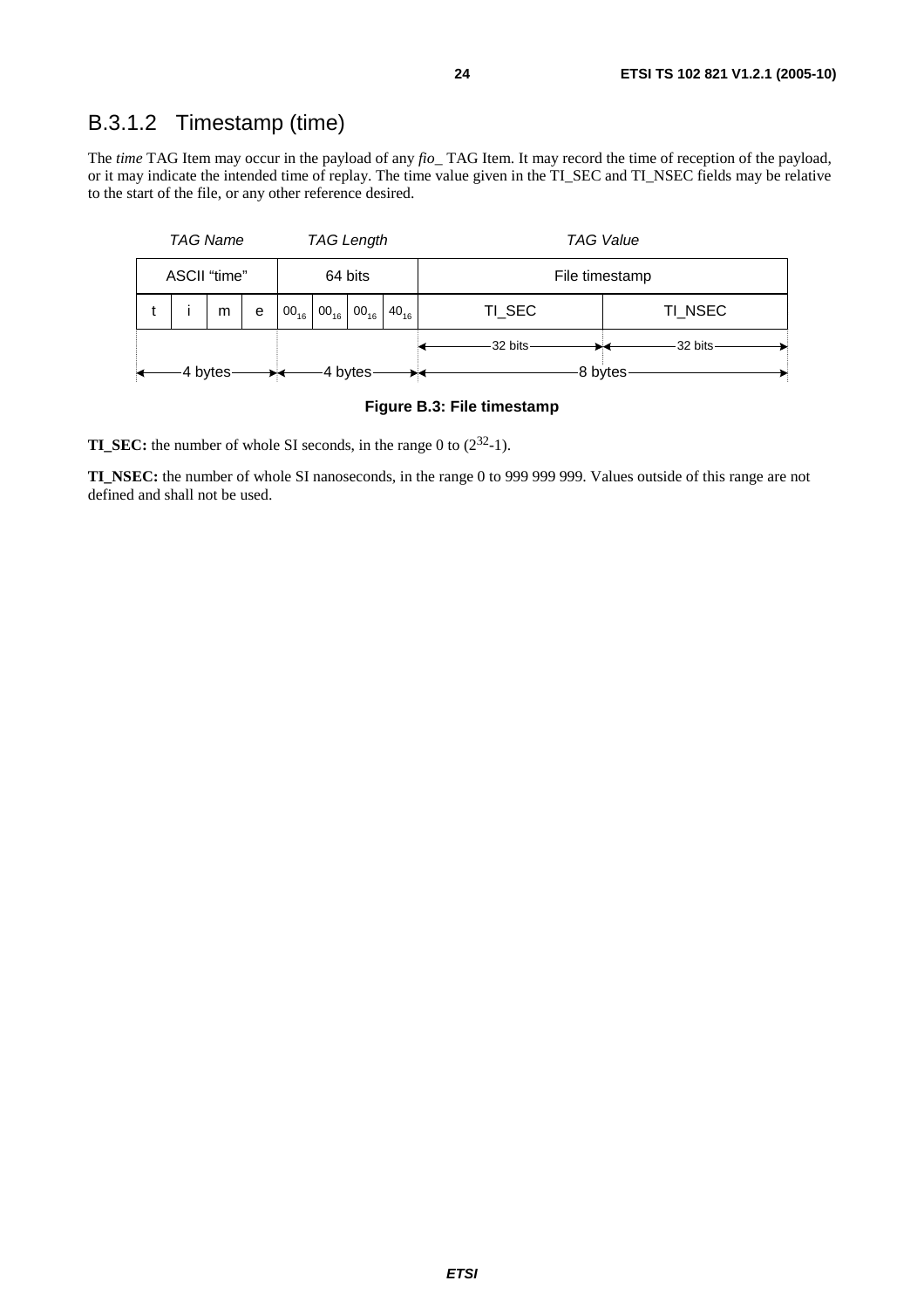### B.3.1.2 Timestamp (time)

The *time* TAG Item may occur in the payload of any *fio_* TAG Item. It may record the time of reception of the payload, or it may indicate the intended time of replay. The time value given in the TI_SEC and TI_NSEC fields may be relative to the start of the file, or any other reference desired.

| *TAG Name* | | | | *TAG Length* | | | | *TAG Value* | |
|---|---|---|---|---|---|---|---|---|---|
| ASCII "time" | | | | 64 bits | | | | File timestamp | |
| t | i | m | e | $00_{16}$ | $00_{16}$ | $00_{16}$ | $40_{16}$ | TI_SEC | TI_NSEC |
| | | | | | | | | 32 bits | 32 bits |
| 4 bytes | | | | 4 bytes | | | | 8 bytes | |

**Figure B.3: File timestamp**

**TI_SEC:** the number of whole SI seconds, in the range 0 to $(2^{32}-1)$.

**TI_NSEC:** the number of whole SI nanoseconds, in the range 0 to 999 999 999. Values outside of this range are not defined and shall not be used.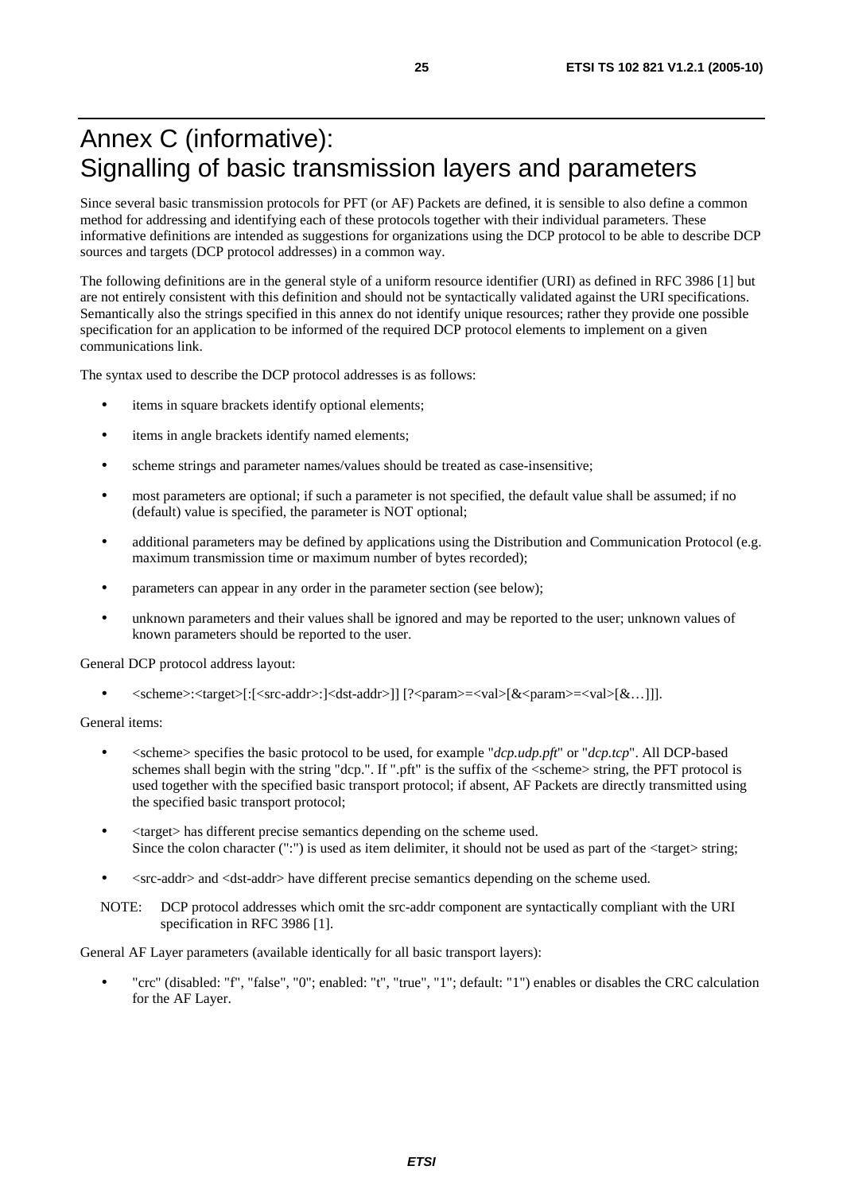# Annex C (informative): Signalling of basic transmission layers and parameters

Since several basic transmission protocols for PFT (or AF) Packets are defined, it is sensible to also define a common method for addressing and identifying each of these protocols together with their individual parameters. These informative definitions are intended as suggestions for organizations using the DCP protocol to be able to describe DCP sources and targets (DCP protocol addresses) in a common way.

The following definitions are in the general style of a uniform resource identifier (URI) as defined in RFC 3986 [1] but are not entirely consistent with this definition and should not be syntactically validated against the URI specifications. Semantically also the strings specified in this annex do not identify unique resources; rather they provide one possible specification for an application to be informed of the required DCP protocol elements to implement on a given communications link.

The syntax used to describe the DCP protocol addresses is as follows:

- items in square brackets identify optional elements;
- items in angle brackets identify named elements;
- scheme strings and parameter names/values should be treated as case-insensitive;
- most parameters are optional; if such a parameter is not specified, the default value shall be assumed; if no (default) value is specified, the parameter is NOT optional;
- additional parameters may be defined by applications using the Distribution and Communication Protocol (e.g. maximum transmission time or maximum number of bytes recorded);
- parameters can appear in any order in the parameter section (see below);
- unknown parameters and their values shall be ignored and may be reported to the user; unknown values of known parameters should be reported to the user.

General DCP protocol address layout:

- <scheme>:<target>[:[<src-addr>:]<dst-addr>]] [?<param>=<val>[&<param>=<val>[&…]]].

General items:

- <scheme> specifies the basic protocol to be used, for example "*dcp.udp.pft*" or "*dcp.tcp*". All DCP-based schemes shall begin with the string "dcp.". If ".pft" is the suffix of the <scheme> string, the PFT protocol is used together with the specified basic transport protocol; if absent, AF Packets are directly transmitted using the specified basic transport protocol;
- <target> has different precise semantics depending on the scheme used. Since the colon character (":") is used as item delimiter, it should not be used as part of the <target> string;
- <src-addr> and <dst-addr> have different precise semantics depending on the scheme used.

NOTE: DCP protocol addresses which omit the src-addr component are syntactically compliant with the URI specification in RFC 3986 [1].

General AF Layer parameters (available identically for all basic transport layers):

- "crc" (disabled: "f", "false", "0"; enabled: "t", "true", "1"; default: "1") enables or disables the CRC calculation for the AF Layer.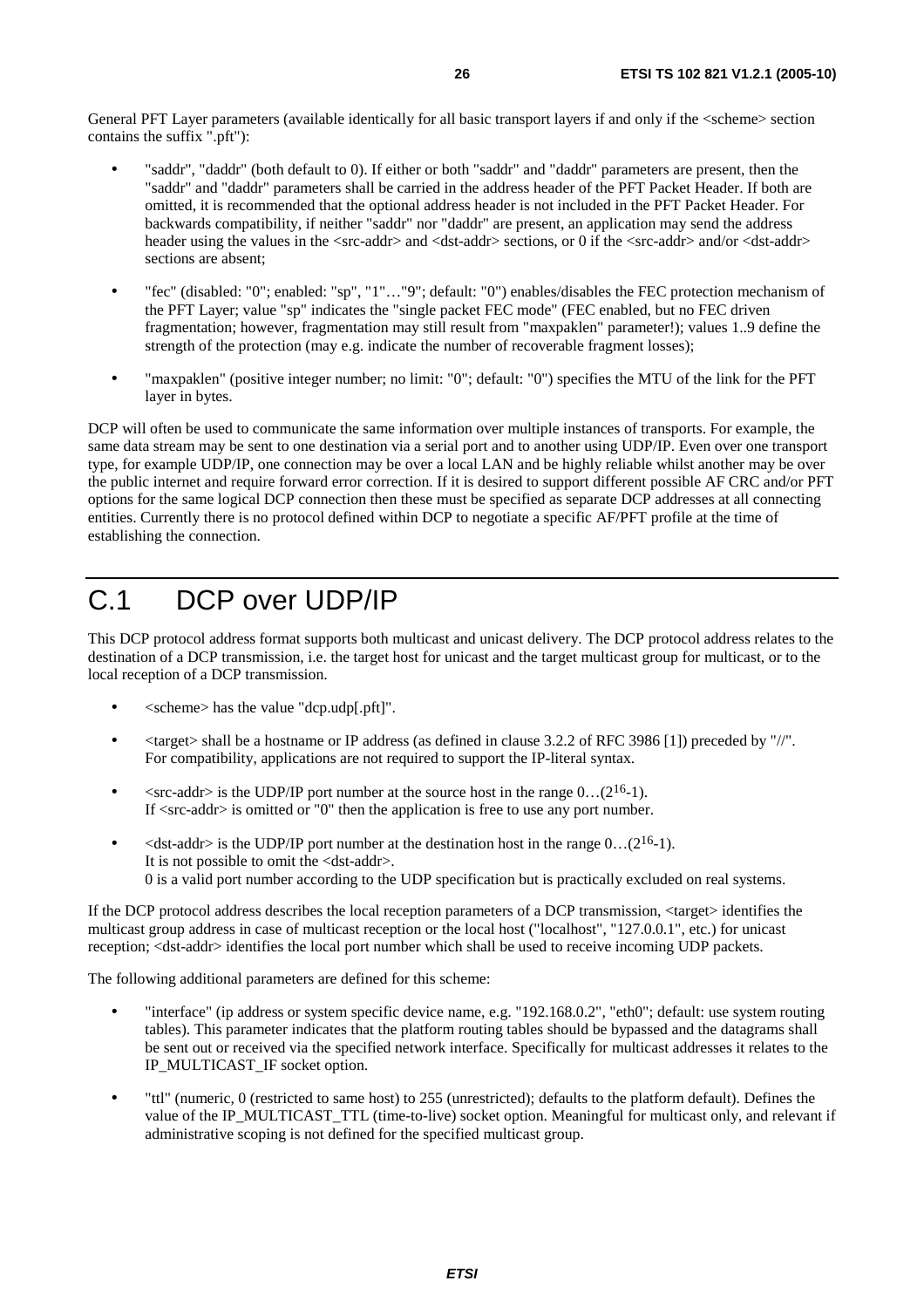General PFT Layer parameters (available identically for all basic transport layers if and only if the <scheme> section contains the suffix ".pft"):

- "saddr", "daddr" (both default to 0). If either or both "saddr" and "daddr" parameters are present, then the "saddr" and "daddr" parameters shall be carried in the address header of the PFT Packet Header. If both are omitted, it is recommended that the optional address header is not included in the PFT Packet Header. For backwards compatibility, if neither "saddr" nor "daddr" are present, an application may send the address header using the values in the <src-addr> and <dst-addr> sections, or 0 if the <src-addr> and/or <dst-addr> sections are absent;
- "fec" (disabled: "0"; enabled: "sp", "1"…"9"; default: "0") enables/disables the FEC protection mechanism of the PFT Layer; value "sp" indicates the "single packet FEC mode" (FEC enabled, but no FEC driven fragmentation; however, fragmentation may still result from "maxpaklen" parameter!); values 1..9 define the strength of the protection (may e.g. indicate the number of recoverable fragment losses);
- "maxpaklen" (positive integer number; no limit: "0"; default: "0") specifies the MTU of the link for the PFT layer in bytes.

DCP will often be used to communicate the same information over multiple instances of transports. For example, the same data stream may be sent to one destination via a serial port and to another using UDP/IP. Even over one transport type, for example UDP/IP, one connection may be over a local LAN and be highly reliable whilst another may be over the public internet and require forward error correction. If it is desired to support different possible AF CRC and/or PFT options for the same logical DCP connection then these must be specified as separate DCP addresses at all connecting entities. Currently there is no protocol defined within DCP to negotiate a specific AF/PFT profile at the time of establishing the connection.

# C.1 DCP over UDP/IP

This DCP protocol address format supports both multicast and unicast delivery. The DCP protocol address relates to the destination of a DCP transmission, i.e. the target host for unicast and the target multicast group for multicast, or to the local reception of a DCP transmission.

- <scheme> has the value "dcp.udp[.pft]".
- <target> shall be a hostname or IP address (as defined in clause 3.2.2 of RFC 3986 [1]) preceded by "//". For compatibility, applications are not required to support the IP-literal syntax.
- <src-addr> is the UDP/IP port number at the source host in the range $0\ldots(2^{16}\text{-}1)$. If <src-addr> is omitted or "0" then the application is free to use any port number.
- <dst-addr> is the UDP/IP port number at the destination host in the range $0\ldots(2^{16}\text{-}1)$. It is not possible to omit the <dst-addr>. 0 is a valid port number according to the UDP specification but is practically excluded on real systems.

If the DCP protocol address describes the local reception parameters of a DCP transmission, <target> identifies the multicast group address in case of multicast reception or the local host ("localhost", "127.0.0.1", etc.) for unicast reception; <dst-addr> identifies the local port number which shall be used to receive incoming UDP packets.

The following additional parameters are defined for this scheme:

- "interface" (ip address or system specific device name, e.g. "192.168.0.2", "eth0"; default: use system routing tables). This parameter indicates that the platform routing tables should be bypassed and the datagrams shall be sent out or received via the specified network interface. Specifically for multicast addresses it relates to the IP_MULTICAST_IF socket option.
- "ttl" (numeric, 0 (restricted to same host) to 255 (unrestricted); defaults to the platform default). Defines the value of the IP_MULTICAST_TTL (time-to-live) socket option. Meaningful for multicast only, and relevant if administrative scoping is not defined for the specified multicast group.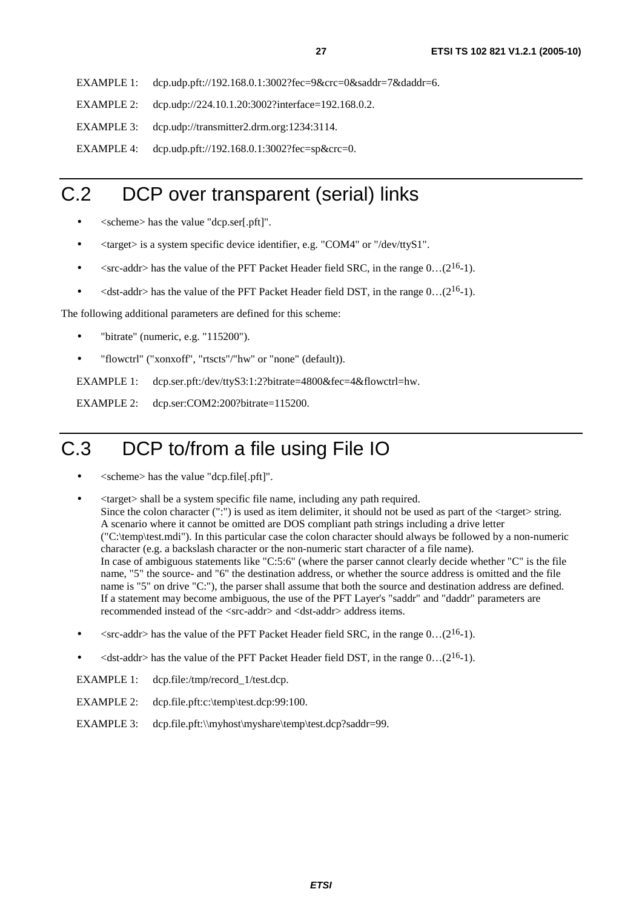EXAMPLE 1: dcp.udp.pft://192.168.0.1:3002?fec=9&crc=0&saddr=7&daddr=6.

EXAMPLE 2: dcp.udp://224.10.1.20:3002?interface=192.168.0.2.

EXAMPLE 3: dcp.udp://transmitter2.drm.org:1234:3114.

EXAMPLE 4: dcp.udp.pft://192.168.0.1:3002?fec=sp&crc=0.

# C.2 DCP over transparent (serial) links

- <scheme> has the value "dcp.ser[.pft]".
- <target> is a system specific device identifier, e.g. "COM4" or "/dev/ttyS1".
- <src-addr> has the value of the PFT Packet Header field SRC, in the range 0…($2^{16}$-1).
- <dst-addr> has the value of the PFT Packet Header field DST, in the range 0…($2^{16}$-1).

The following additional parameters are defined for this scheme:

- "bitrate" (numeric, e.g. "115200").
- "flowctrl" ("xonxoff", "rtscts"/"hw" or "none" (default)).

EXAMPLE 1: dcp.ser.pft:/dev/ttyS3:1:2?bitrate=4800&fec=4&flowctrl=hw.

EXAMPLE 2: dcp.ser:COM2:200?bitrate=115200.

# C.3 DCP to/from a file using File IO

- <scheme> has the value "dcp.file[.pft]".
- <target> shall be a system specific file name, including any path required.
  Since the colon character (":") is used as item delimiter, it should not be used as part of the <target> string. A scenario where it cannot be omitted are DOS compliant path strings including a drive letter ("C:\temp\test.mdi"). In this particular case the colon character should always be followed by a non-numeric character (e.g. a backslash character or the non-numeric start character of a file name).
  In case of ambiguous statements like "C:5:6" (where the parser cannot clearly decide whether "C" is the file name, "5" the source- and "6" the destination address, or whether the source address is omitted and the file name is "5" on drive "C:"), the parser shall assume that both the source and destination address are defined. If a statement may become ambiguous, the use of the PFT Layer's "saddr" and "daddr" parameters are recommended instead of the <src-addr> and <dst-addr> address items.
- <src-addr> has the value of the PFT Packet Header field SRC, in the range 0…($2^{16}$-1).
- <dst-addr> has the value of the PFT Packet Header field DST, in the range 0…($2^{16}$-1).

EXAMPLE 1: dcp.file:/tmp/record_1/test.dcp.

EXAMPLE 2: dcp.file.pft:c:\temp\test.dcp:99:100.

EXAMPLE 3: dcp.file.pft:\\myhost\myshare\temp\test.dcp?saddr=99.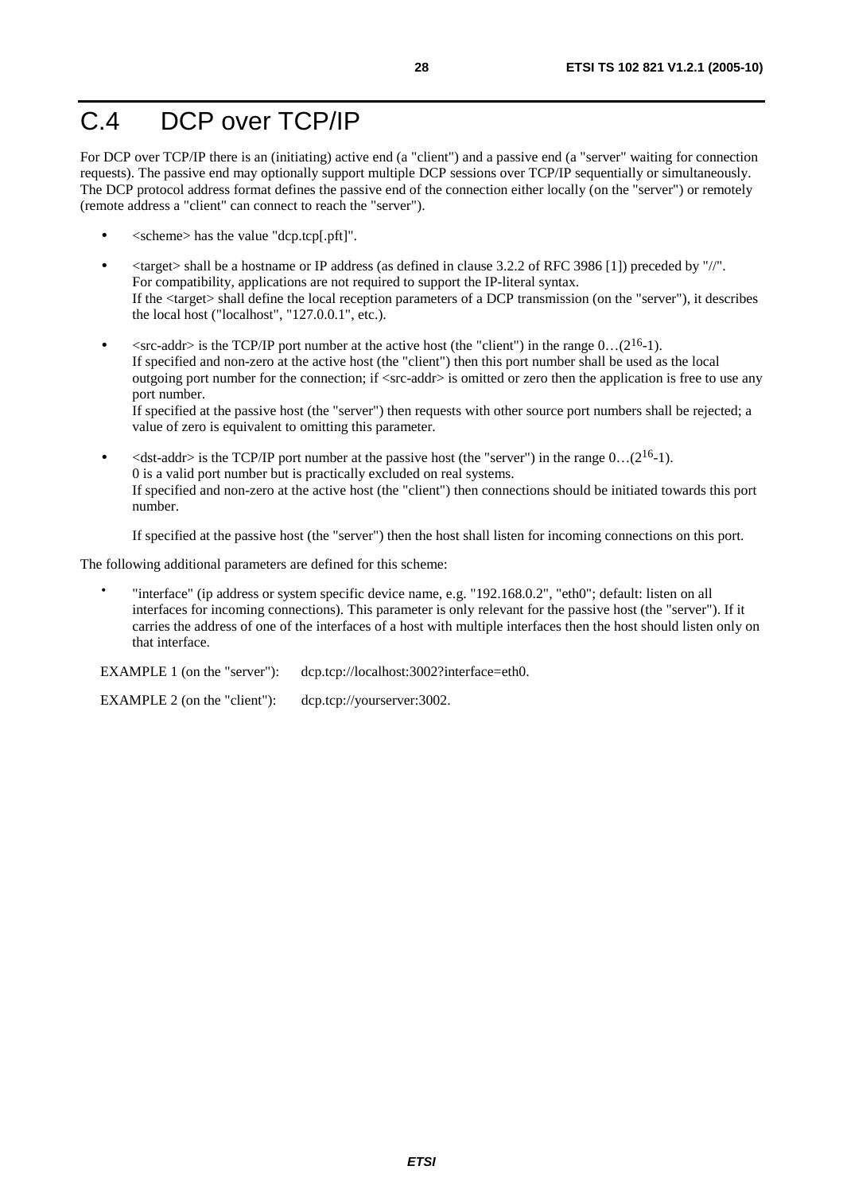# C.4 DCP over TCP/IP

For DCP over TCP/IP there is an (initiating) active end (a "client") and a passive end (a "server" waiting for connection requests). The passive end may optionally support multiple DCP sessions over TCP/IP sequentially or simultaneously. The DCP protocol address format defines the passive end of the connection either locally (on the "server") or remotely (remote address a "client" can connect to reach the "server").

- <scheme> has the value "dcp.tcp[.pft]".
- <target> shall be a hostname or IP address (as defined in clause 3.2.2 of RFC 3986 [1]) preceded by "//".
  For compatibility, applications are not required to support the IP-literal syntax.
  If the <target> shall define the local reception parameters of a DCP transmission (on the "server"), it describes the local host ("localhost", "127.0.0.1", etc.).
- <src-addr> is the TCP/IP port number at the active host (the "client") in the range 0…($2^{16}$-1).
  If specified and non-zero at the active host (the "client") then this port number shall be used as the local outgoing port number for the connection; if <src-addr> is omitted or zero then the application is free to use any port number.
  If specified at the passive host (the "server") then requests with other source port numbers shall be rejected; a value of zero is equivalent to omitting this parameter.
- <dst-addr> is the TCP/IP port number at the passive host (the "server") in the range 0…($2^{16}$-1).
  0 is a valid port number but is practically excluded on real systems.
  If specified and non-zero at the active host (the "client") then connections should be initiated towards this port number.

  If specified at the passive host (the "server") then the host shall listen for incoming connections on this port.

The following additional parameters are defined for this scheme:

- "interface" (ip address or system specific device name, e.g. "192.168.0.2", "eth0"; default: listen on all interfaces for incoming connections). This parameter is only relevant for the passive host (the "server"). If it carries the address of one of the interfaces of a host with multiple interfaces then the host should listen only on that interface.

EXAMPLE 1 (on the "server"): dcp.tcp://localhost:3002?interface=eth0.

EXAMPLE 2 (on the "client"): dcp.tcp://yourserver:3002.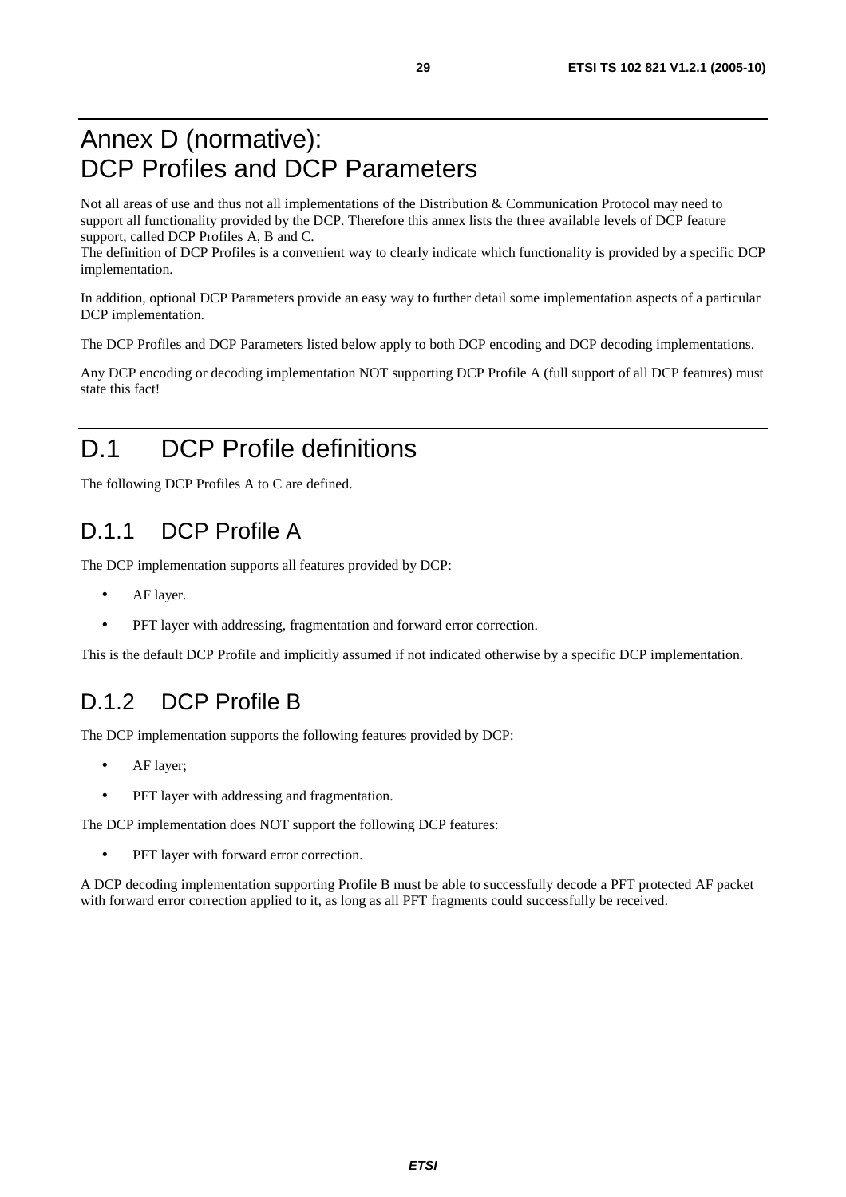# Annex D (normative): DCP Profiles and DCP Parameters

Not all areas of use and thus not all implementations of the Distribution & Communication Protocol may need to support all functionality provided by the DCP. Therefore this annex lists the three available levels of DCP feature support, called DCP Profiles A, B and C.
The definition of DCP Profiles is a convenient way to clearly indicate which functionality is provided by a specific DCP implementation.

In addition, optional DCP Parameters provide an easy way to further detail some implementation aspects of a particular DCP implementation.

The DCP Profiles and DCP Parameters listed below apply to both DCP encoding and DCP decoding implementations.

Any DCP encoding or decoding implementation NOT supporting DCP Profile A (full support of all DCP features) must state this fact!

# D.1 DCP Profile definitions

The following DCP Profiles A to C are defined.

## D.1.1 DCP Profile A

The DCP implementation supports all features provided by DCP:

- AF layer.
- PFT layer with addressing, fragmentation and forward error correction.

This is the default DCP Profile and implicitly assumed if not indicated otherwise by a specific DCP implementation.

## D.1.2 DCP Profile B

The DCP implementation supports the following features provided by DCP:

- AF layer;
- PFT layer with addressing and fragmentation.

The DCP implementation does NOT support the following DCP features:

- PFT layer with forward error correction.

A DCP decoding implementation supporting Profile B must be able to successfully decode a PFT protected AF packet with forward error correction applied to it, as long as all PFT fragments could successfully be received.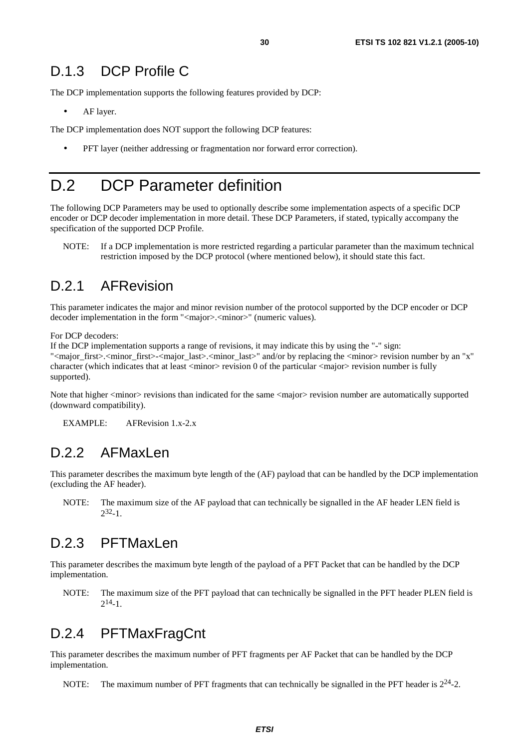### D.1.3 DCP Profile C

The DCP implementation supports the following features provided by DCP:

- AF layer.

The DCP implementation does NOT support the following DCP features:

- PFT layer (neither addressing or fragmentation nor forward error correction).

## D.2 DCP Parameter definition

The following DCP Parameters may be used to optionally describe some implementation aspects of a specific DCP encoder or DCP decoder implementation in more detail. These DCP Parameters, if stated, typically accompany the specification of the supported DCP Profile.

NOTE: If a DCP implementation is more restricted regarding a particular parameter than the maximum technical restriction imposed by the DCP protocol (where mentioned below), it should state this fact.

### D.2.1 AFRevision

This parameter indicates the major and minor revision number of the protocol supported by the DCP encoder or DCP decoder implementation in the form "<major>.<minor>" (numeric values).

For DCP decoders:
If the DCP implementation supports a range of revisions, it may indicate this by using the "-" sign: "<major_first>.<minor_first>-<major_last>.<minor_last>" and/or by replacing the <minor> revision number by an "x" character (which indicates that at least <minor> revision 0 of the particular <major> revision number is fully supported).

Note that higher <minor> revisions than indicated for the same <major> revision number are automatically supported (downward compatibility).

EXAMPLE: AFRevision 1.x-2.x

### D.2.2 AFMaxLen

This parameter describes the maximum byte length of the (AF) payload that can be handled by the DCP implementation (excluding the AF header).

NOTE: The maximum size of the AF payload that can technically be signalled in the AF header LEN field is $2^{32}$-1.

### D.2.3 PFTMaxLen

This parameter describes the maximum byte length of the payload of a PFT Packet that can be handled by the DCP implementation.

NOTE: The maximum size of the PFT payload that can technically be signalled in the PFT header PLEN field is $2^{14}$-1.

### D.2.4 PFTMaxFragCnt

This parameter describes the maximum number of PFT fragments per AF Packet that can be handled by the DCP implementation.

NOTE: The maximum number of PFT fragments that can technically be signalled in the PFT header is $2^{24}$-2.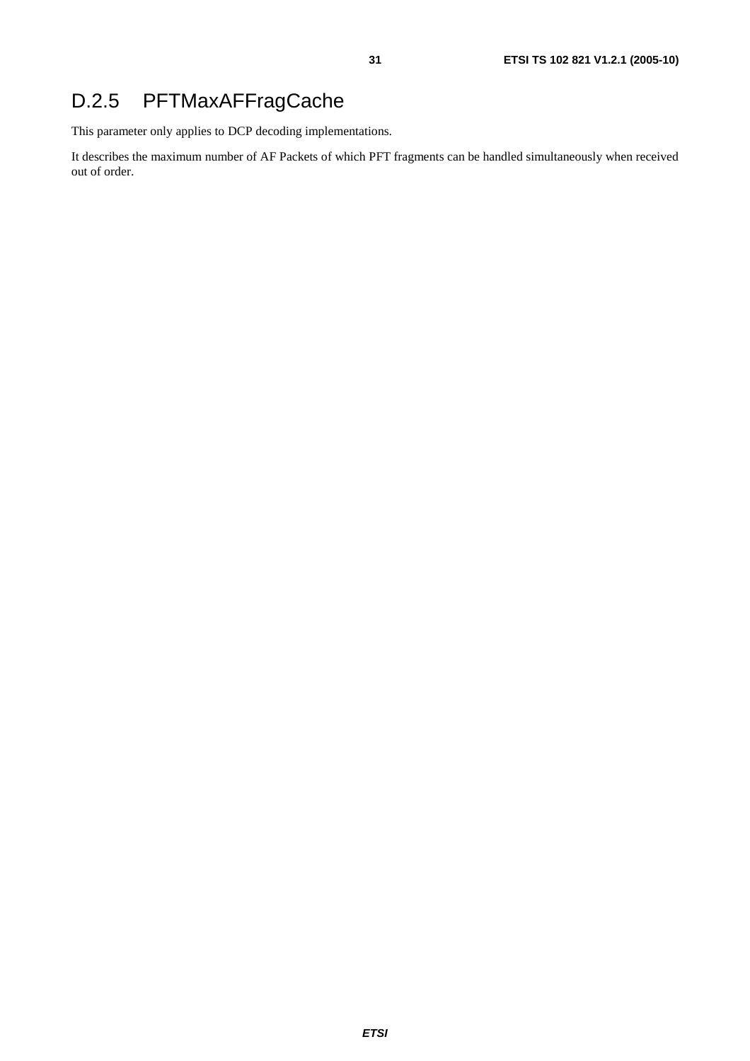### D.2.5 PFTMaxAFFragCache

This parameter only applies to DCP decoding implementations.

It describes the maximum number of AF Packets of which PFT fragments can be handled simultaneously when received out of order.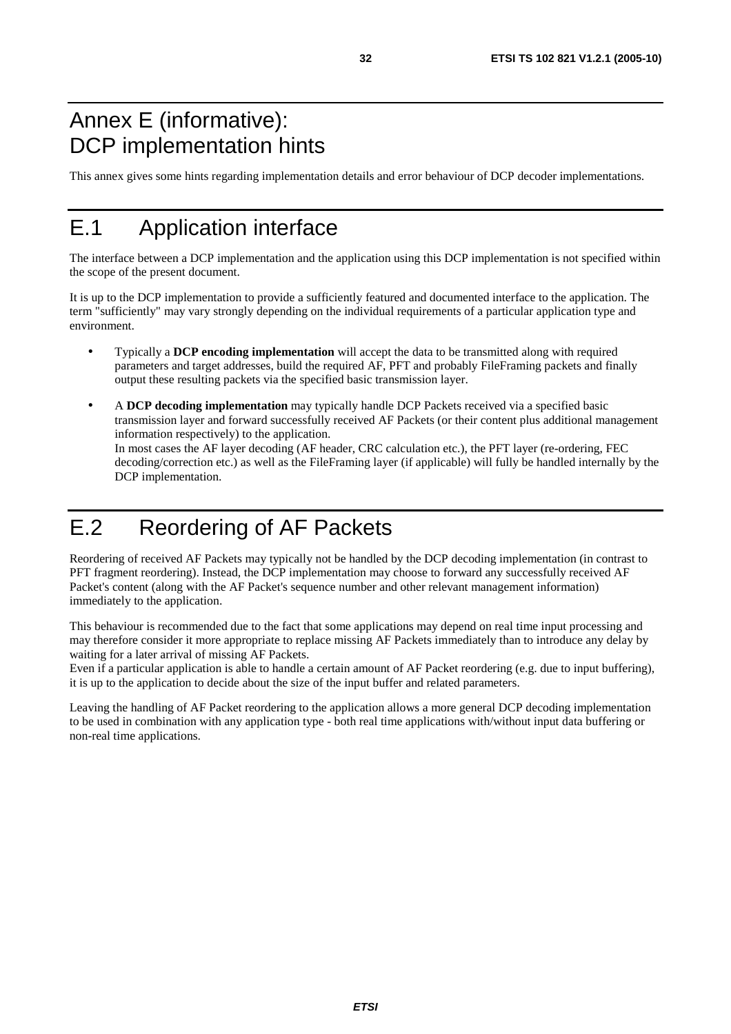# Annex E (informative): DCP implementation hints

This annex gives some hints regarding implementation details and error behaviour of DCP decoder implementations.

# E.1 Application interface

The interface between a DCP implementation and the application using this DCP implementation is not specified within the scope of the present document.

It is up to the DCP implementation to provide a sufficiently featured and documented interface to the application. The term "sufficiently" may vary strongly depending on the individual requirements of a particular application type and environment.

- Typically a **DCP encoding implementation** will accept the data to be transmitted along with required parameters and target addresses, build the required AF, PFT and probably FileFraming packets and finally output these resulting packets via the specified basic transmission layer.
- A **DCP decoding implementation** may typically handle DCP Packets received via a specified basic transmission layer and forward successfully received AF Packets (or their content plus additional management information respectively) to the application.
  In most cases the AF layer decoding (AF header, CRC calculation etc.), the PFT layer (re-ordering, FEC decoding/correction etc.) as well as the FileFraming layer (if applicable) will fully be handled internally by the DCP implementation.

# E.2 Reordering of AF Packets

Reordering of received AF Packets may typically not be handled by the DCP decoding implementation (in contrast to PFT fragment reordering). Instead, the DCP implementation may choose to forward any successfully received AF Packet's content (along with the AF Packet's sequence number and other relevant management information) immediately to the application.

This behaviour is recommended due to the fact that some applications may depend on real time input processing and may therefore consider it more appropriate to replace missing AF Packets immediately than to introduce any delay by waiting for a later arrival of missing AF Packets.
Even if a particular application is able to handle a certain amount of AF Packet reordering (e.g. due to input buffering), it is up to the application to decide about the size of the input buffer and related parameters.

Leaving the handling of AF Packet reordering to the application allows a more general DCP decoding implementation to be used in combination with any application type - both real time applications with/without input data buffering or non-real time applications.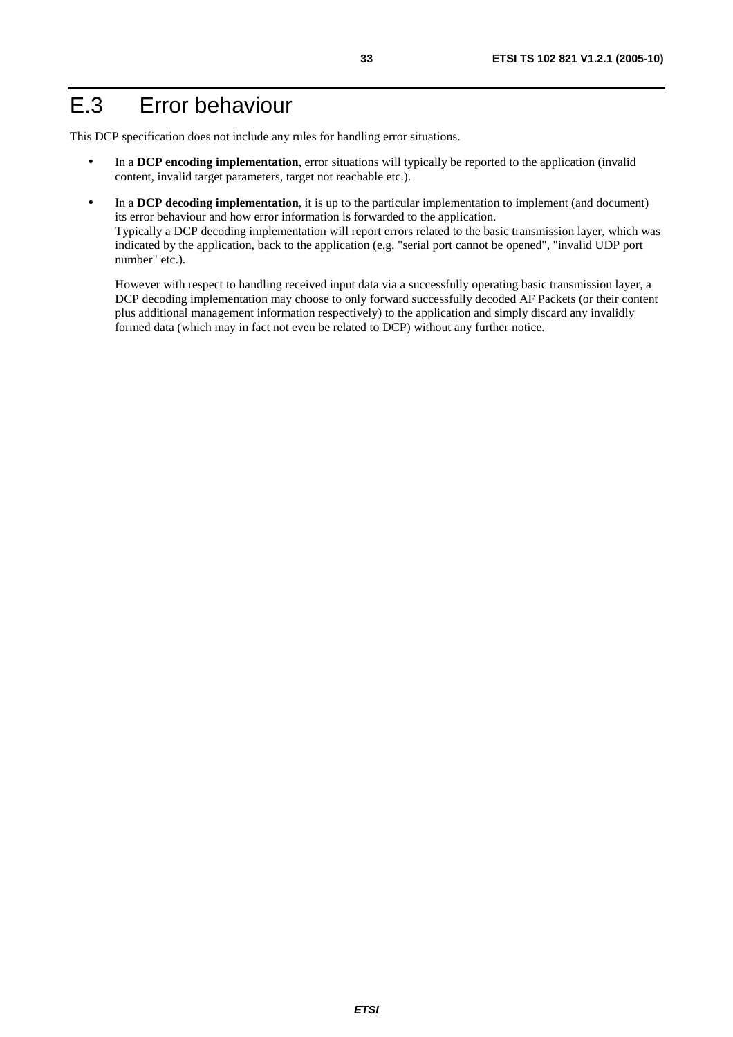# E.3 Error behaviour

This DCP specification does not include any rules for handling error situations.

- In a **DCP encoding implementation**, error situations will typically be reported to the application (invalid content, invalid target parameters, target not reachable etc.).
- In a **DCP decoding implementation**, it is up to the particular implementation to implement (and document) its error behaviour and how error information is forwarded to the application.
  Typically a DCP decoding implementation will report errors related to the basic transmission layer, which was indicated by the application, back to the application (e.g. "serial port cannot be opened", "invalid UDP port number" etc.).

  However with respect to handling received input data via a successfully operating basic transmission layer, a DCP decoding implementation may choose to only forward successfully decoded AF Packets (or their content plus additional management information respectively) to the application and simply discard any invalidly formed data (which may in fact not even be related to DCP) without any further notice.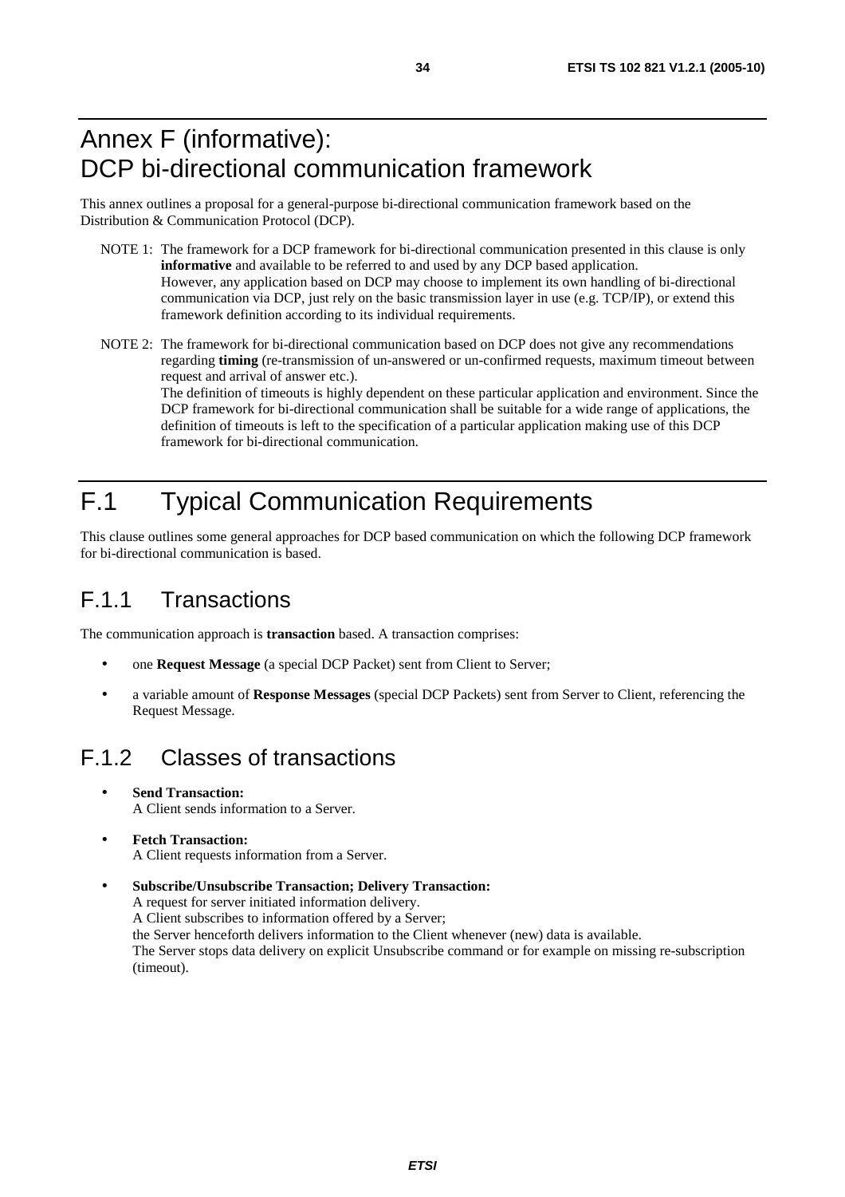# Annex F (informative): DCP bi-directional communication framework

This annex outlines a proposal for a general-purpose bi-directional communication framework based on the Distribution & Communication Protocol (DCP).

NOTE 1: The framework for a DCP framework for bi-directional communication presented in this clause is only **informative** and available to be referred to and used by any DCP based application. However, any application based on DCP may choose to implement its own handling of bi-directional communication via DCP, just rely on the basic transmission layer in use (e.g. TCP/IP), or extend this framework definition according to its individual requirements.

NOTE 2: The framework for bi-directional communication based on DCP does not give any recommendations regarding **timing** (re-transmission of un-answered or un-confirmed requests, maximum timeout between request and arrival of answer etc.).
The definition of timeouts is highly dependent on these particular application and environment. Since the DCP framework for bi-directional communication shall be suitable for a wide range of applications, the definition of timeouts is left to the specification of a particular application making use of this DCP framework for bi-directional communication.

# F.1 Typical Communication Requirements

This clause outlines some general approaches for DCP based communication on which the following DCP framework for bi-directional communication is based.

## F.1.1 Transactions

The communication approach is **transaction** based. A transaction comprises:

- one **Request Message** (a special DCP Packet) sent from Client to Server;
- a variable amount of **Response Messages** (special DCP Packets) sent from Server to Client, referencing the Request Message.

## F.1.2 Classes of transactions

- **Send Transaction:**
  A Client sends information to a Server.
- **Fetch Transaction:**
  A Client requests information from a Server.
- **Subscribe/Unsubscribe Transaction; Delivery Transaction:**
  A request for server initiated information delivery.
  A Client subscribes to information offered by a Server;
  the Server henceforth delivers information to the Client whenever (new) data is available.
  The Server stops data delivery on explicit Unsubscribe command or for example on missing re-subscription (timeout).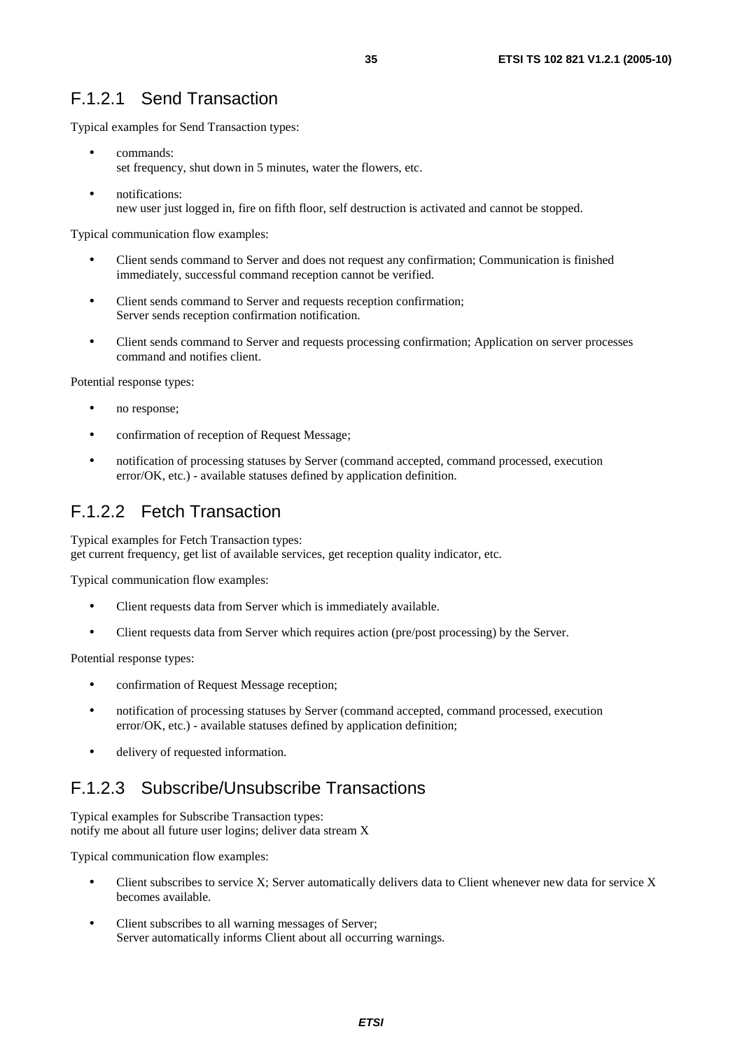### F.1.2.1 Send Transaction

Typical examples for Send Transaction types:

- commands:
  set frequency, shut down in 5 minutes, water the flowers, etc.
- notifications:
  new user just logged in, fire on fifth floor, self destruction is activated and cannot be stopped.

Typical communication flow examples:

- Client sends command to Server and does not request any confirmation; Communication is finished immediately, successful command reception cannot be verified.
- Client sends command to Server and requests reception confirmation;
  Server sends reception confirmation notification.
- Client sends command to Server and requests processing confirmation; Application on server processes command and notifies client.

Potential response types:

- no response;
- confirmation of reception of Request Message;
- notification of processing statuses by Server (command accepted, command processed, execution error/OK, etc.) - available statuses defined by application definition.

### F.1.2.2 Fetch Transaction

Typical examples for Fetch Transaction types:
get current frequency, get list of available services, get reception quality indicator, etc.

Typical communication flow examples:

- Client requests data from Server which is immediately available.
- Client requests data from Server which requires action (pre/post processing) by the Server.

Potential response types:

- confirmation of Request Message reception;
- notification of processing statuses by Server (command accepted, command processed, execution error/OK, etc.) - available statuses defined by application definition;
- delivery of requested information.

### F.1.2.3 Subscribe/Unsubscribe Transactions

Typical examples for Subscribe Transaction types:
notify me about all future user logins; deliver data stream X

Typical communication flow examples:

- Client subscribes to service X; Server automatically delivers data to Client whenever new data for service X becomes available.
- Client subscribes to all warning messages of Server;
  Server automatically informs Client about all occurring warnings.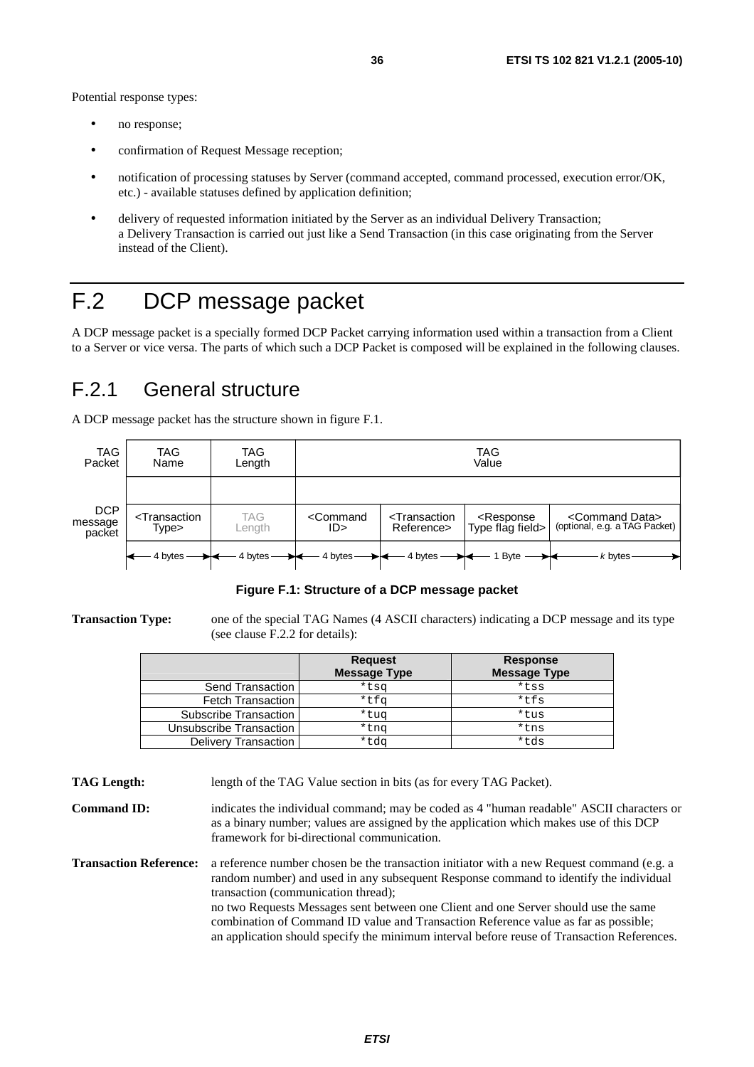Potential response types:

- no response;
- confirmation of Request Message reception;
- notification of processing statuses by Server (command accepted, command processed, execution error/OK, etc.) - available statuses defined by application definition;
- delivery of requested information initiated by the Server as an individual Delivery Transaction; a Delivery Transaction is carried out just like a Send Transaction (in this case originating from the Server instead of the Client).

# F.2 DCP message packet

A DCP message packet is a specially formed DCP Packet carrying information used within a transaction from a Client to a Server or vice versa. The parts of which such a DCP Packet is composed will be explained in the following clauses.

## F.2.1 General structure

A DCP message packet has the structure shown in figure F.1.

| TAG Packet | TAG Name | TAG Length | TAG Value | | | |
|---|---|---|---|---|---|---|
| DCP message packet | <Transaction Type> | TAG Length | <Command ID> | <Transaction Reference> | <Response Type flag field> | <Command Data> (optional, e.g. a TAG Packet) |
| | 4 bytes | 4 bytes | 4 bytes | 4 bytes | 1 Byte | *k* bytes |

**Figure F.1: Structure of a DCP message packet**

**Transaction Type:** one of the special TAG Names (4 ASCII characters) indicating a DCP message and its type (see clause F.2.2 for details):

| | Request Message Type | Response Message Type |
|---|---|---|
| Send Transaction | `*tsq` | `*tss` |
| Fetch Transaction | `*tfq` | `*tfs` |
| Subscribe Transaction | `*tuq` | `*tus` |
| Unsubscribe Transaction | `*tnq` | `*tns` |
| Delivery Transaction | `*tdq` | `*tds` |

**TAG Length:** length of the TAG Value section in bits (as for every TAG Packet).

**Command ID:** indicates the individual command; may be coded as 4 "human readable" ASCII characters or as a binary number; values are assigned by the application which makes use of this DCP framework for bi-directional communication.

**Transaction Reference:** a reference number chosen be the transaction initiator with a new Request command (e.g. a random number) and used in any subsequent Response command to identify the individual transaction (communication thread);
no two Requests Messages sent between one Client and one Server should use the same combination of Command ID value and Transaction Reference value as far as possible;
an application should specify the minimum interval before reuse of Transaction References.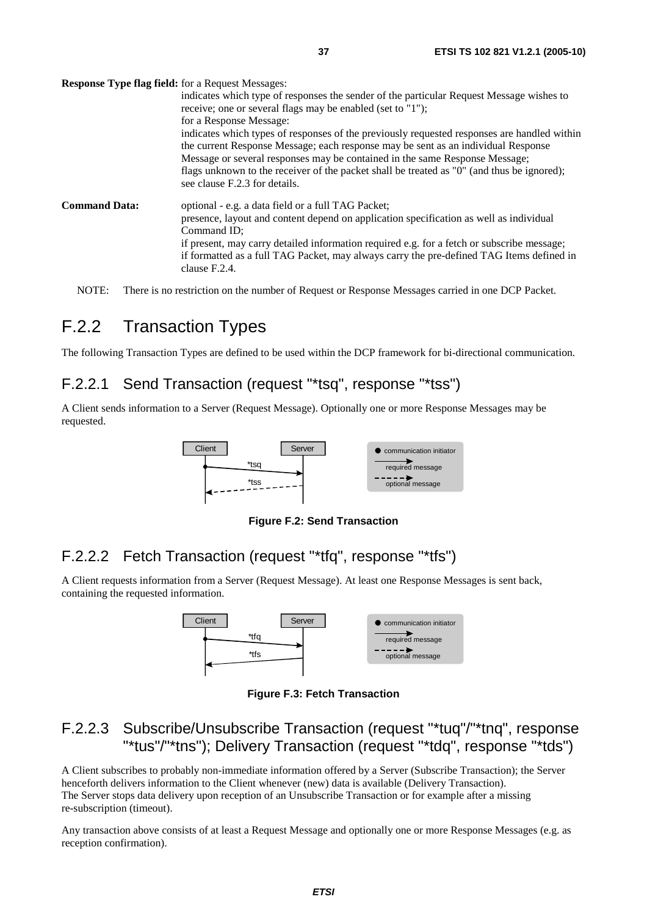**Response Type flag field:** for a Request Messages:
indicates which type of responses the sender of the particular Request Message wishes to receive; one or several flags may be enabled (set to "1");
for a Response Message:
indicates which types of responses of the previously requested responses are handled within the current Response Message; each response may be sent as an individual Response Message or several responses may be contained in the same Response Message;
flags unknown to the receiver of the packet shall be treated as "0" (and thus be ignored); see clause F.2.3 for details.

**Command Data:** optional - e.g. a data field or a full TAG Packet;
presence, layout and content depend on application specification as well as individual Command ID;
if present, may carry detailed information required e.g. for a fetch or subscribe message;
if formatted as a full TAG Packet, may always carry the pre-defined TAG Items defined in clause F.2.4.

NOTE: There is no restriction on the number of Request or Response Messages carried in one DCP Packet.

## F.2.2 Transaction Types

The following Transaction Types are defined to be used within the DCP framework for bi-directional communication.

### F.2.2.1 Send Transaction (request "*tsq", response "*tss")

A Client sends information to a Server (Request Message). Optionally one or more Response Messages may be requested.

**Figure F.2: Send Transaction**

### F.2.2.2 Fetch Transaction (request "*tfq", response "*tfs")

A Client requests information from a Server (Request Message). At least one Response Messages is sent back, containing the requested information.

**Figure F.3: Fetch Transaction**

### F.2.2.3 Subscribe/Unsubscribe Transaction (request "*tuq"/"*tnq", response "*tus"/"*tns"); Delivery Transaction (request "*tdq", response "*tds")

A Client subscribes to probably non-immediate information offered by a Server (Subscribe Transaction); the Server henceforth delivers information to the Client whenever (new) data is available (Delivery Transaction).
The Server stops data delivery upon reception of an Unsubscribe Transaction or for example after a missing re-subscription (timeout).

Any transaction above consists of at least a Request Message and optionally one or more Response Messages (e.g. as reception confirmation).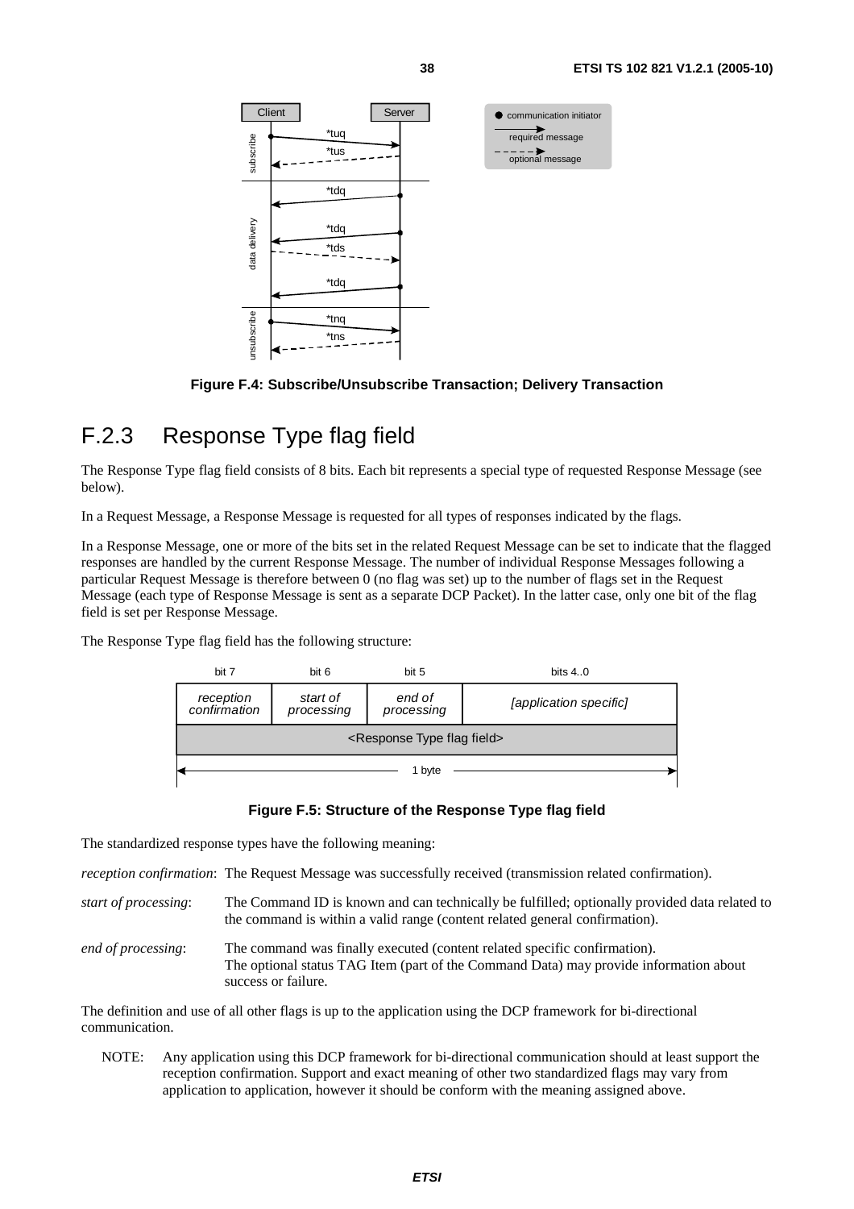**Figure F.4: Subscribe/Unsubscribe Transaction; Delivery Transaction**

## F.2.3 Response Type flag field

The Response Type flag field consists of 8 bits. Each bit represents a special type of requested Response Message (see below).

In a Request Message, a Response Message is requested for all types of responses indicated by the flags.

In a Response Message, one or more of the bits set in the related Request Message can be set to indicate that the flagged responses are handled by the current Response Message. The number of individual Response Messages following a particular Request Message is therefore between 0 (no flag was set) up to the number of flags set in the Request Message (each type of Response Message is sent as a separate DCP Packet). In the latter case, only one bit of the flag field is set per Response Message.

The Response Type flag field has the following structure:

| bit 7 | bit 6 | bit 5 | bits 4..0 |
|---|---|---|---|
| *reception confirmation* | *start of processing* | *end of processing* | *[application specific]* |
| <Response Type flag field> | | | |
| 1 byte | | | |

**Figure F.5: Structure of the Response Type flag field**

The standardized response types have the following meaning:

*reception confirmation*: The Request Message was successfully received (transmission related confirmation).

*start of processing*: The Command ID is known and can technically be fulfilled; optionally provided data related to the command is within a valid range (content related general confirmation).

*end of processing*: The command was finally executed (content related specific confirmation). The optional status TAG Item (part of the Command Data) may provide information about success or failure.

The definition and use of all other flags is up to the application using the DCP framework for bi-directional communication.

NOTE: Any application using this DCP framework for bi-directional communication should at least support the reception confirmation. Support and exact meaning of other two standardized flags may vary from application to application, however it should be conform with the meaning assigned above.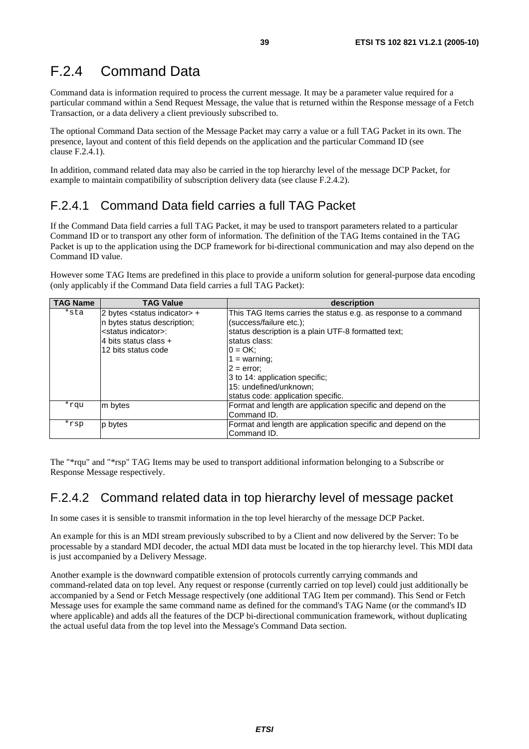## F.2.4 Command Data

Command data is information required to process the current message. It may be a parameter value required for a particular command within a Send Request Message, the value that is returned within the Response message of a Fetch Transaction, or a data delivery a client previously subscribed to.

The optional Command Data section of the Message Packet may carry a value or a full TAG Packet in its own. The presence, layout and content of this field depends on the application and the particular Command ID (see clause F.2.4.1).

In addition, command related data may also be carried in the top hierarchy level of the message DCP Packet, for example to maintain compatibility of subscription delivery data (see clause F.2.4.2).

### F.2.4.1 Command Data field carries a full TAG Packet

If the Command Data field carries a full TAG Packet, it may be used to transport parameters related to a particular Command ID or to transport any other form of information. The definition of the TAG Items contained in the TAG Packet is up to the application using the DCP framework for bi-directional communication and may also depend on the Command ID value.

However some TAG Items are predefined in this place to provide a uniform solution for general-purpose data encoding (only applicably if the Command Data field carries a full TAG Packet):

| TAG Name | TAG Value | description |
|---|---|---|
| `*sta` | 2 bytes <status indicator> +<br>n bytes status description;<br><status indicator>:<br>4 bits status class +<br>12 bits status code | This TAG Items carries the status e.g. as response to a command (success/failure etc.);<br>status description is a plain UTF-8 formatted text;<br>status class:<br>0 = OK;<br>1 = warning;<br>2 = error;<br>3 to 14: application specific;<br>15: undefined/unknown;<br>status code: application specific. |
| `*rqu` | m bytes | Format and length are application specific and depend on the Command ID. |
| `*rsp` | p bytes | Format and length are application specific and depend on the Command ID. |

The "*rqu" and "*rsp" TAG Items may be used to transport additional information belonging to a Subscribe or Response Message respectively.

### F.2.4.2 Command related data in top hierarchy level of message packet

In some cases it is sensible to transmit information in the top level hierarchy of the message DCP Packet.

An example for this is an MDI stream previously subscribed to by a Client and now delivered by the Server: To be processable by a standard MDI decoder, the actual MDI data must be located in the top hierarchy level. This MDI data is just accompanied by a Delivery Message.

Another example is the downward compatible extension of protocols currently carrying commands and command-related data on top level. Any request or response (currently carried on top level) could just additionally be accompanied by a Send or Fetch Message respectively (one additional TAG Item per command). This Send or Fetch Message uses for example the same command name as defined for the command's TAG Name (or the command's ID where applicable) and adds all the features of the DCP bi-directional communication framework, without duplicating the actual useful data from the top level into the Message's Command Data section.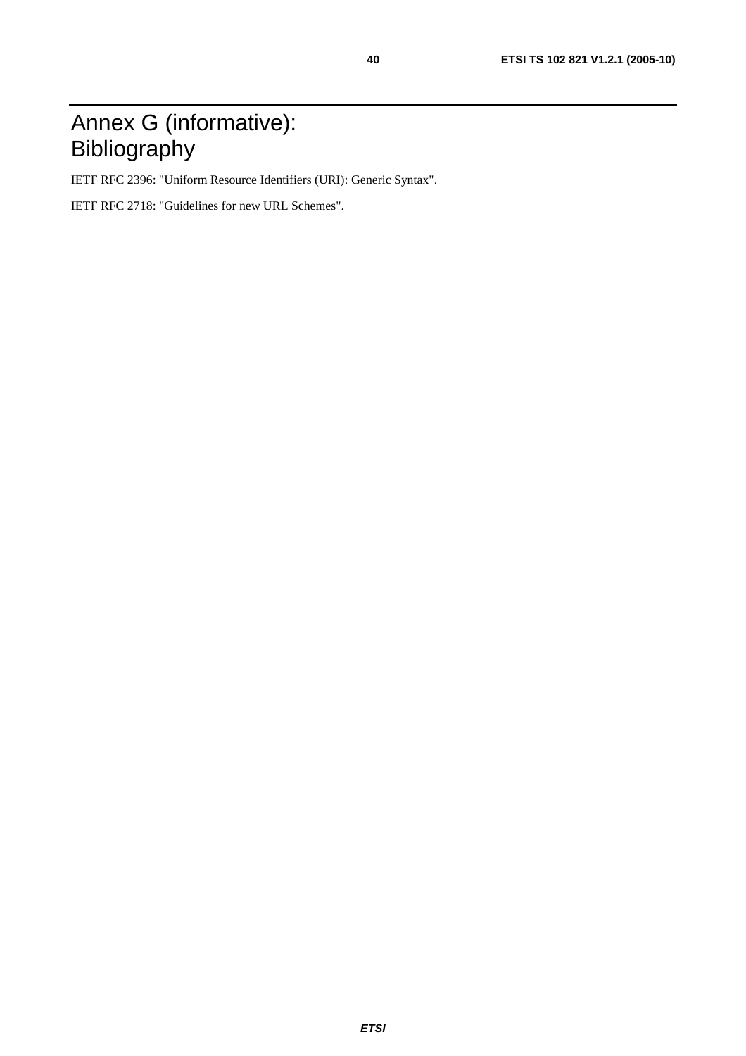# Annex G (informative): Bibliography

IETF RFC 2396: "Uniform Resource Identifiers (URI): Generic Syntax".

IETF RFC 2718: "Guidelines for new URL Schemes".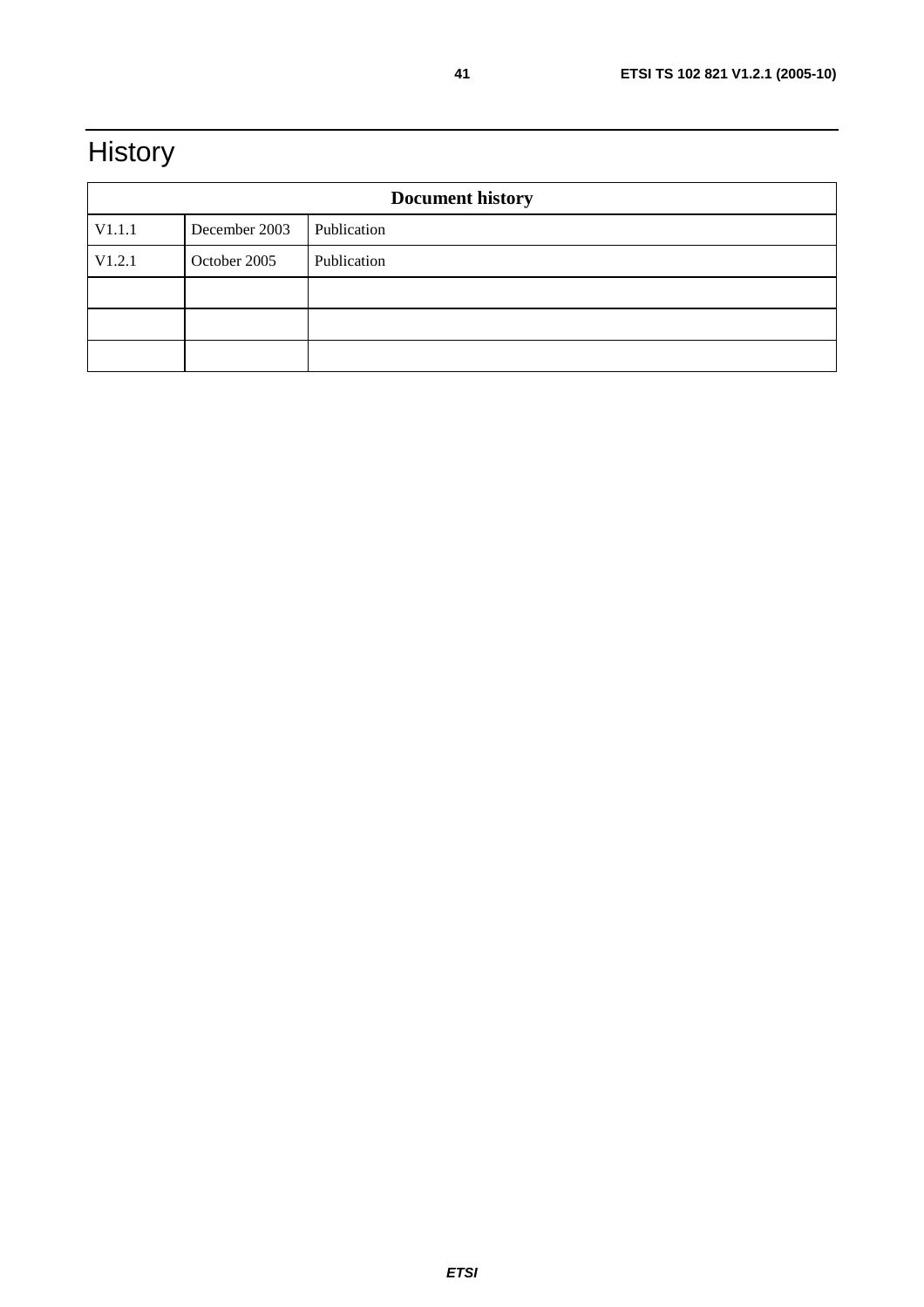# History

| Document history | | |
|---|---|---|
| V1.1.1 | December 2003 | Publication |
| V1.2.1 | October 2005 | Publication |
| | | |
| | | |
| | | |